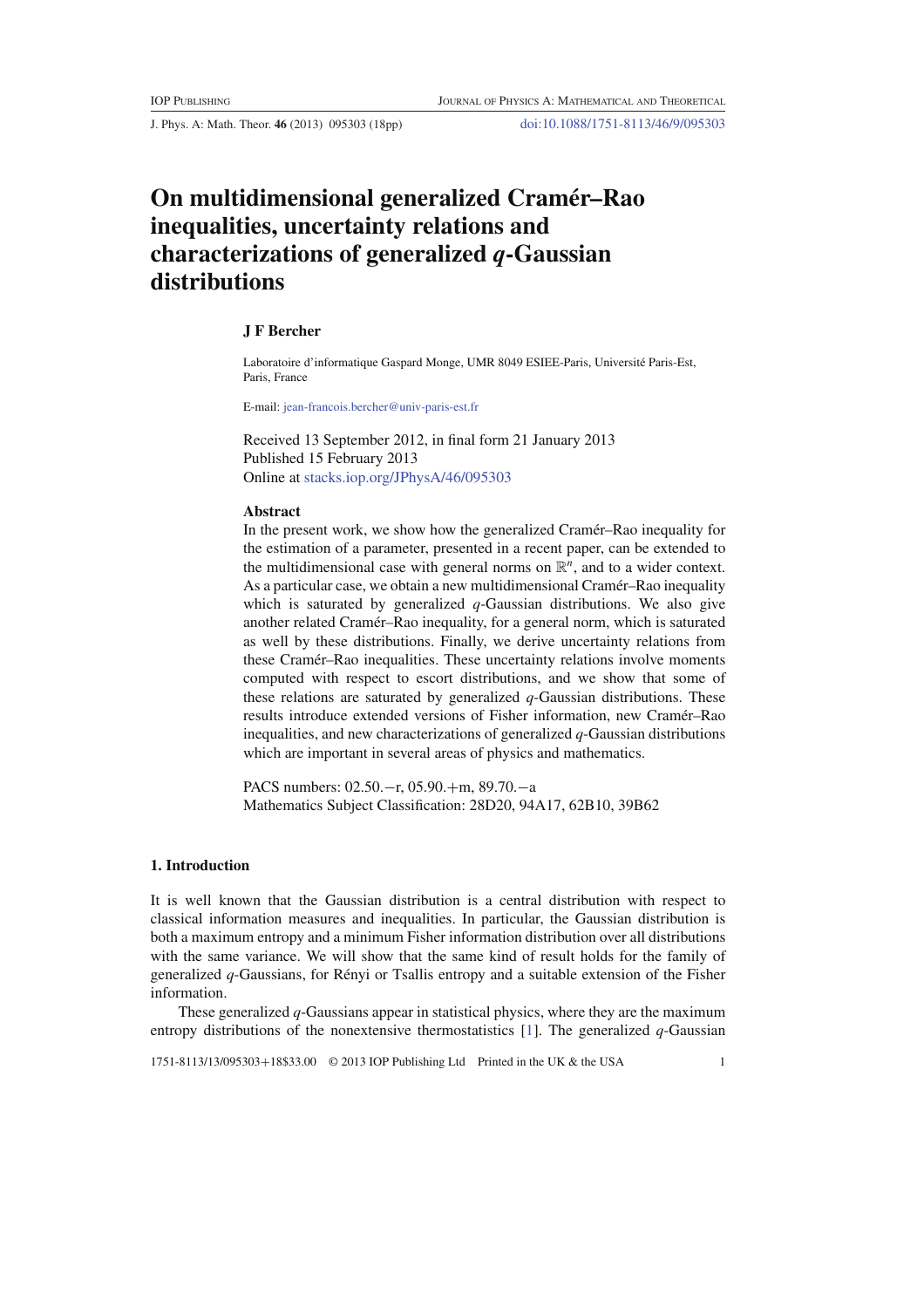# On multidimensional generalized Cramér–Rao inequalities, uncertainty relations and characterizations of generalized $q$-Gaussian distributions

**J F Bercher**

Laboratoire d'informatique Gaspard Monge, UMR 8049 ESIEE-Paris, Université Paris-Est, Paris, France

E-mail: jean-francois.bercher@univ-paris-est.fr

Received 13 September 2012, in final form 21 January 2013
Published 15 February 2013
Online at stacks.iop.org/JPhysA/46/095303

### Abstract

In the present work, we show how the generalized Cramér–Rao inequality for the estimation of a parameter, presented in a recent paper, can be extended to the multidimensional case with general norms on $\mathbb{R}^n$, and to a wider context. As a particular case, we obtain a new multidimensional Cramér–Rao inequality which is saturated by generalized $q$-Gaussian distributions. We also give another related Cramér–Rao inequality, for a general norm, which is saturated as well by these distributions. Finally, we derive uncertainty relations from these Cramér–Rao inequalities. These uncertainty relations involve moments computed with respect to escort distributions, and we show that some of these relations are saturated by generalized $q$-Gaussian distributions. These results introduce extended versions of Fisher information, new Cramér–Rao inequalities, and new characterizations of generalized $q$-Gaussian distributions which are important in several areas of physics and mathematics.

PACS numbers: 02.50.−r, 05.90.+m, 89.70.−a
Mathematics Subject Classification: 28D20, 94A17, 62B10, 39B62

## 1. Introduction

It is well known that the Gaussian distribution is a central distribution with respect to classical information measures and inequalities. In particular, the Gaussian distribution is both a maximum entropy and a minimum Fisher information distribution over all distributions with the same variance. We will show that the same kind of result holds for the family of generalized $q$-Gaussians, for Rényi or Tsallis entropy and a suitable extension of the Fisher information.

These generalized $q$-Gaussians appear in statistical physics, where they are the maximum entropy distributions of the nonextensive thermostatistics [1]. The generalized $q$-Gaussian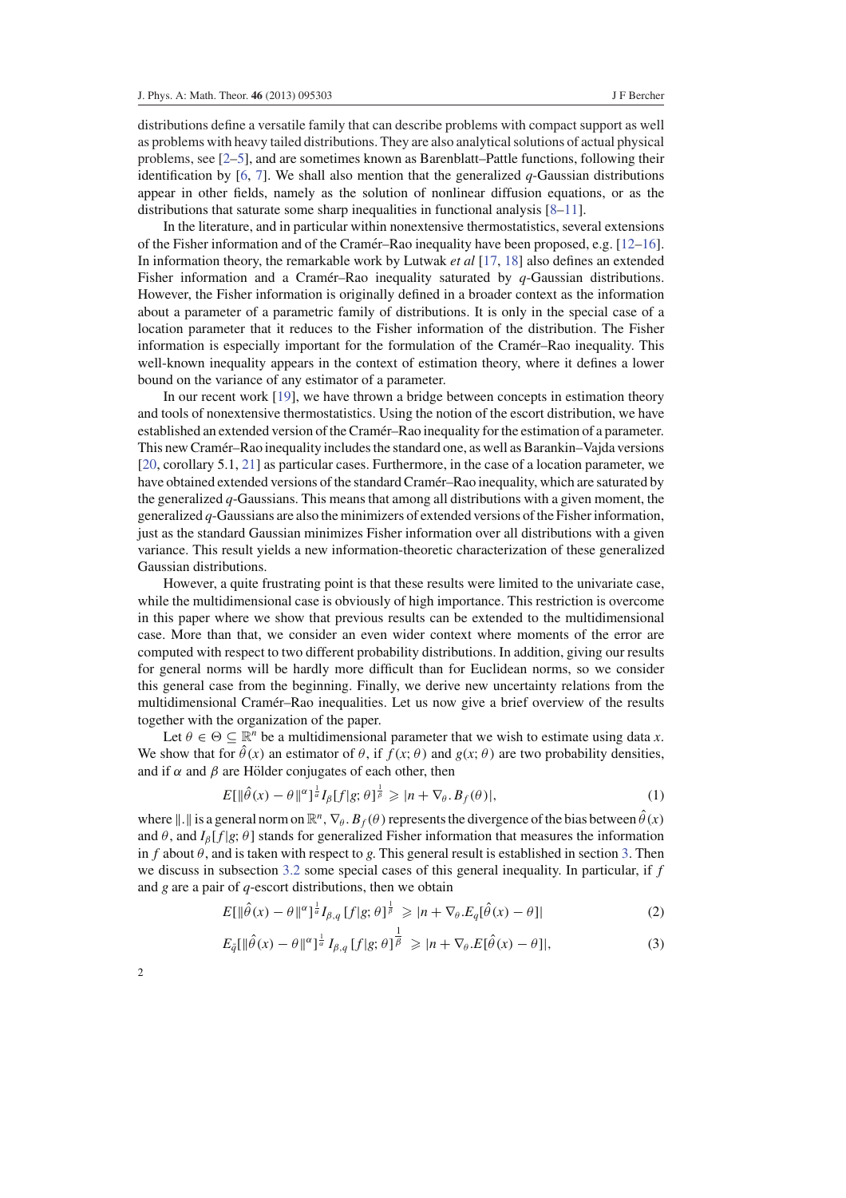distributions define a versatile family that can describe problems with compact support as well as problems with heavy tailed distributions. They are also analytical solutions of actual physical problems, see [2–5], and are sometimes known as Barenblatt–Pattle functions, following their identification by [6, 7]. We shall also mention that the generalized $q$-Gaussian distributions appear in other fields, namely as the solution of nonlinear diffusion equations, or as the distributions that saturate some sharp inequalities in functional analysis [8–11].

In the literature, and in particular within nonextensive thermostatistics, several extensions of the Fisher information and of the Cramér–Rao inequality have been proposed, e.g. [12–16]. In information theory, the remarkable work by Lutwak *et al* [17, 18] also defines an extended Fisher information and a Cramér–Rao inequality saturated by $q$-Gaussian distributions. However, the Fisher information is originally defined in a broader context as the information about a parameter of a parametric family of distributions. It is only in the special case of a location parameter that it reduces to the Fisher information of the distribution. The Fisher information is especially important for the formulation of the Cramér–Rao inequality. This well-known inequality appears in the context of estimation theory, where it defines a lower bound on the variance of any estimator of a parameter.

In our recent work [19], we have thrown a bridge between concepts in estimation theory and tools of nonextensive thermostatistics. Using the notion of the escort distribution, we have established an extended version of the Cramér–Rao inequality for the estimation of a parameter. This new Cramér–Rao inequality includes the standard one, as well as Barankin–Vajda versions [20, corollary 5.1, 21] as particular cases. Furthermore, in the case of a location parameter, we have obtained extended versions of the standard Cramér–Rao inequality, which are saturated by the generalized $q$-Gaussians. This means that among all distributions with a given moment, the generalized $q$-Gaussians are also the minimizers of extended versions of the Fisher information, just as the standard Gaussian minimizes Fisher information over all distributions with a given variance. This result yields a new information-theoretic characterization of these generalized Gaussian distributions.

However, a quite frustrating point is that these results were limited to the univariate case, while the multidimensional case is obviously of high importance. This restriction is overcome in this paper where we show that previous results can be extended to the multidimensional case. More than that, we consider an even wider context where moments of the error are computed with respect to two different probability distributions. In addition, giving our results for general norms will be hardly more difficult than for Euclidean norms, so we consider this general case from the beginning. Finally, we derive new uncertainty relations from the multidimensional Cramér–Rao inequalities. Let us now give a brief overview of the results together with the organization of the paper.

Let $\theta \in \Theta \subseteq \mathbb{R}^n$ be a multidimensional parameter that we wish to estimate using data $x$. We show that for $\hat{\theta}(x)$ an estimator of $\theta$, if $f(x;\theta)$ and $g(x;\theta)$ are two probability densities, and if $\alpha$ and $\beta$ are Hölder conjugates of each other, then

$$E[\|\hat{\theta}(x)-\theta\|^{\alpha}]^{\frac{1}{\alpha}} I_{\beta}[f|g;\theta]^{\frac{1}{\beta}} \geqslant |n+\nabla_{\theta}.B_f(\theta)|, \tag{1}$$

where $\|.\|$ is a general norm on $\mathbb{R}^n$, $\nabla_{\theta}.B_f(\theta)$ represents the divergence of the bias between $\hat{\theta}(x)$ and $\theta$, and $I_{\beta}[f|g;\theta]$ stands for generalized Fisher information that measures the information in $f$ about $\theta$, and is taken with respect to $g$. This general result is established in section 3. Then we discuss in subsection 3.2 some special cases of this general inequality. In particular, if $f$ and $g$ are a pair of $q$-escort distributions, then we obtain

$$E[\|\hat{\theta}(x)-\theta\|^{\alpha}]^{\frac{1}{\alpha}} I_{\beta,q}[f|g;\theta]^{\frac{1}{\beta}} \geqslant |n+\nabla_{\theta}.E_q[\hat{\theta}(x)-\theta]| \tag{2}$$

$$E_{\bar{q}}[\|\hat{\theta}(x)-\theta\|^{\alpha}]^{\frac{1}{\alpha}} I_{\beta,q}[f|g;\theta]^{\frac{1}{\beta}} \geqslant |n+\nabla_{\theta}.E[\hat{\theta}(x)-\theta]|, \tag{3}$$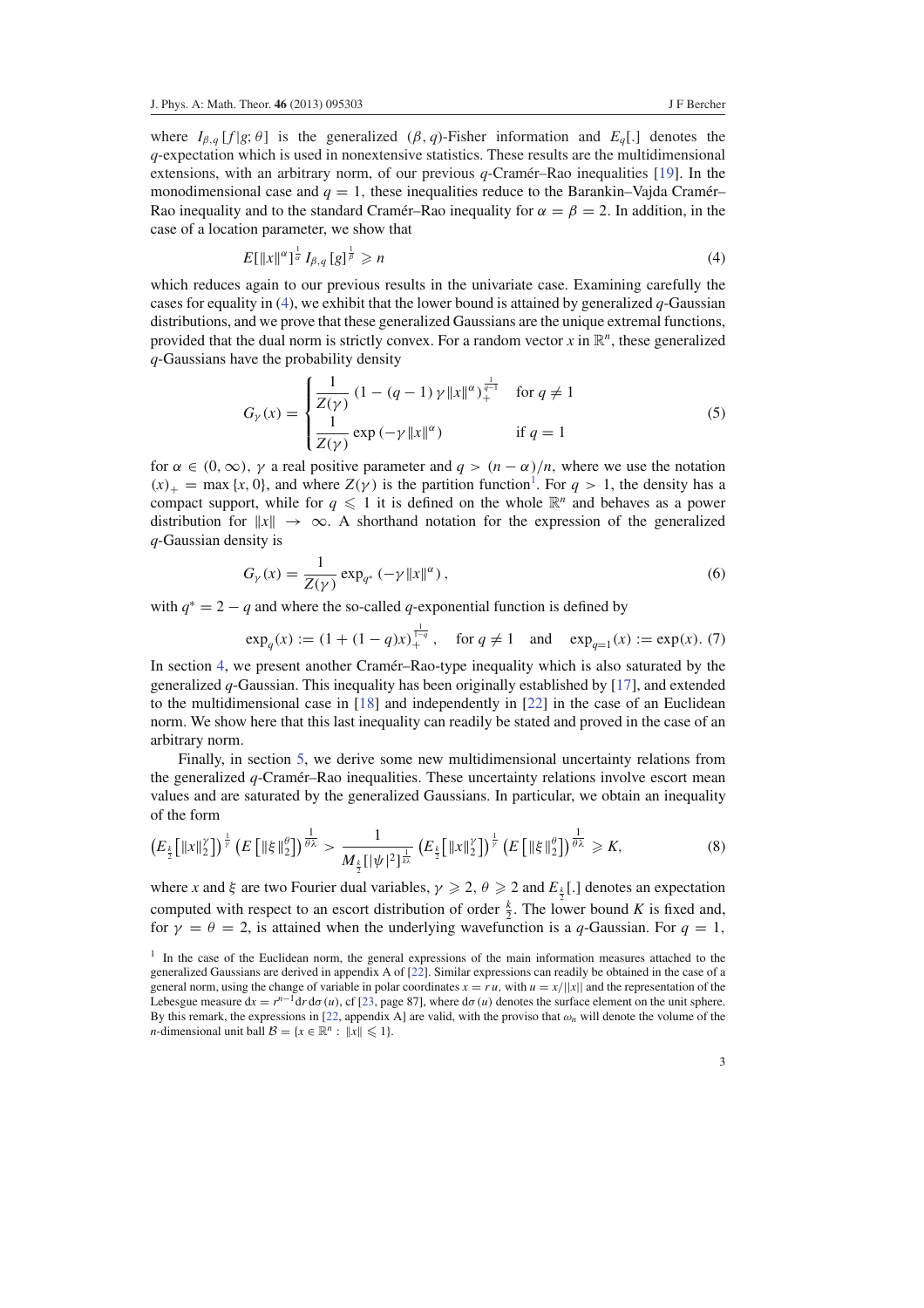where $I_{\beta,q}[f|g;\theta]$ is the generalized $(\beta, q)$-Fisher information and $E_q[.]$ denotes the $q$-expectation which is used in nonextensive statistics. These results are the multidimensional extensions, with an arbitrary norm, of our previous $q$-Cramér–Rao inequalities [19]. In the monodimensional case and $q = 1$, these inequalities reduce to the Barankin–Vajda Cramér–Rao inequality and to the standard Cramér–Rao inequality for $\alpha = \beta = 2$. In addition, in the case of a location parameter, we show that

$$E[\|x\|^{\alpha}]^{\frac{1}{\alpha}} I_{\beta,q}[g]^{\frac{1}{\beta}} \geqslant n \tag{4}$$

which reduces again to our previous results in the univariate case. Examining carefully the cases for equality in (4), we exhibit that the lower bound is attained by generalized $q$-Gaussian distributions, and we prove that these generalized Gaussians are the unique extremal functions, provided that the dual norm is strictly convex. For a random vector $x$ in $\mathbb{R}^n$, these generalized $q$-Gaussians have the probability density

$$G_{\gamma}(x) = \begin{cases} \dfrac{1}{Z(\gamma)} \left(1 - (q-1)\,\gamma \|x\|^{\alpha}\right)_+^{\frac{1}{q-1}} & \text{for } q \neq 1 \\ \dfrac{1}{Z(\gamma)} \exp\left(-\gamma \|x\|^{\alpha}\right) & \text{if } q = 1 \end{cases} \tag{5}$$

for $\alpha \in (0, \infty)$, $\gamma$ a real positive parameter and $q > (n - \alpha)/n$, where we use the notation $(x)_+ = \max\{x, 0\}$, and where $Z(\gamma)$ is the partition function[1]. For $q > 1$, the density has a compact support, while for $q \leqslant 1$ it is defined on the whole $\mathbb{R}^n$ and behaves as a power distribution for $\|x\| \to \infty$. A shorthand notation for the expression of the generalized $q$-Gaussian density is

$$G_{\gamma}(x) = \frac{1}{Z(\gamma)} \exp_{q^*}\left(-\gamma \|x\|^{\alpha}\right), \tag{6}$$

with $q^* = 2 - q$ and where the so-called $q$-exponential function is defined by

$$\exp_q(x) := (1 + (1-q)x)_+^{\frac{1}{1-q}}, \quad \text{for } q \neq 1 \quad \text{and} \quad \exp_{q=1}(x) := \exp(x). \tag{7}$$

In section 4, we present another Cramér–Rao-type inequality which is also saturated by the generalized $q$-Gaussian. This inequality has been originally established by [17], and extended to the multidimensional case in [18] and independently in [22] in the case of an Euclidean norm. We show here that this last inequality can readily be stated and proved in the case of an arbitrary norm.

Finally, in section 5, we derive some new multidimensional uncertainty relations from the generalized $q$-Cramér–Rao inequalities. These uncertainty relations involve escort mean values and are saturated by the generalized Gaussians. In particular, we obtain an inequality of the form

$$\left(E_{\frac{k}{2}}\left[\|x\|_2^{\gamma}\right]\right)^{\frac{1}{\gamma}} \left(E\left[\|\xi\|_2^{\theta}\right]\right)^{\frac{1}{\theta\lambda}} > \frac{1}{M_{\frac{k}{2}}[|\psi|^2]^{\frac{1}{k\lambda}}} \left(E_{\frac{k}{2}}\left[\|x\|_2^{\gamma}\right]\right)^{\frac{1}{\gamma}} \left(E\left[\|\xi\|_2^{\theta}\right]\right)^{\frac{1}{\theta\lambda}} \geqslant K, \tag{8}$$

where $x$ and $\xi$ are two Fourier dual variables, $\gamma \geqslant 2$, $\theta \geqslant 2$ and $E_{\frac{k}{2}}[.]$ denotes an expectation computed with respect to an escort distribution of order $\frac{k}{2}$. The lower bound $K$ is fixed and, for $\gamma = \theta = 2$, is attained when the underlying wavefunction is a $q$-Gaussian. For $q = 1$,

[1] In the case of the Euclidean norm, the general expressions of the main information measures attached to the generalized Gaussians are derived in appendix A of [22]. Similar expressions can readily be obtained in the case of a general norm, using the change of variable in polar coordinates $x = ru$, with $u = x/\|x\|$ and the representation of the Lebesgue measure $\mathrm{d}x = r^{n-1}\mathrm{d}r\,\mathrm{d}\sigma(u)$, cf [23, page 87], where $\mathrm{d}\sigma(u)$ denotes the surface element on the unit sphere. By this remark, the expressions in [22, appendix A] are valid, with the proviso that $\omega_n$ will denote the volume of the $n$-dimensional unit ball $\mathcal{B} = \{x \in \mathbb{R}^n : \|x\| \leqslant 1\}$.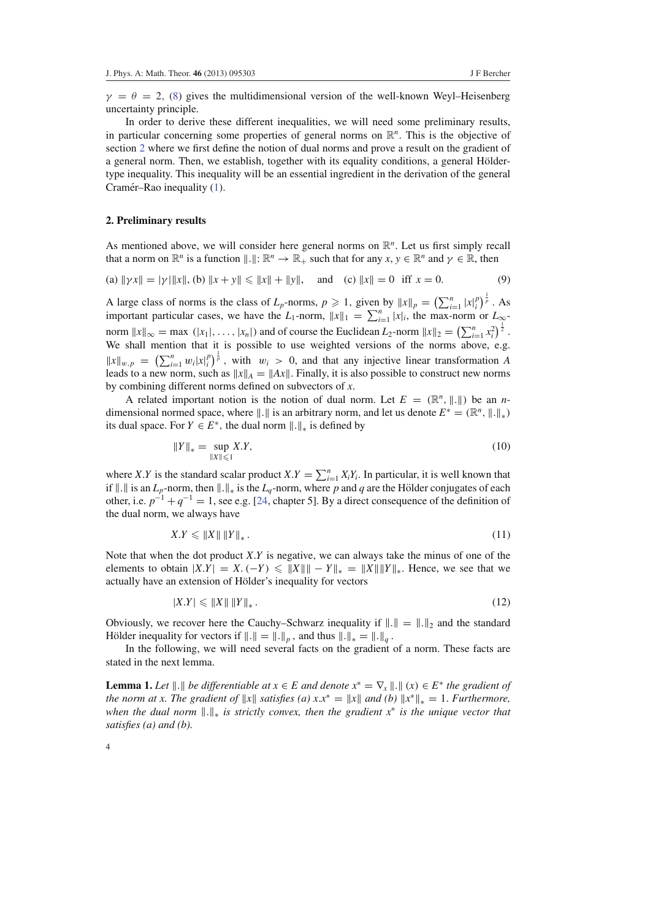$\gamma = \theta = 2$, (8) gives the multidimensional version of the well-known Weyl–Heisenberg uncertainty principle.

In order to derive these different inequalities, we will need some preliminary results, in particular concerning some properties of general norms on $\mathbb{R}^n$. This is the objective of section 2 where we first define the notion of dual norms and prove a result on the gradient of a general norm. Then, we establish, together with its equality conditions, a general Hölder-type inequality. This inequality will be an essential ingredient in the derivation of the general Cramér–Rao inequality (1).

## 2. Preliminary results

As mentioned above, we will consider here general norms on $\mathbb{R}^n$. Let us first simply recall that a norm on $\mathbb{R}^n$ is a function $\|.\|\colon \mathbb{R}^n \to \mathbb{R}_+$ such that for any $x, y \in \mathbb{R}^n$ and $\gamma \in \mathbb{R}$, then

$$\text{(a) } \|\gamma x\| = |\gamma|\|x\|, \text{ (b) } \|x + y\| \leqslant \|x\| + \|y\|, \quad \text{and} \quad \text{(c) } \|x\| = 0 \text{ iff } x = 0. \tag{9}$$

A large class of norms is the class of $L_p$-norms, $p \geqslant 1$, given by $\|x\|_p = \left(\sum_{i=1}^n |x|_i^p\right)^{\frac{1}{p}}$. As important particular cases, we have the $L_1$-norm, $\|x\|_1 = \sum_{i=1}^n |x|_i$, the max-norm or $L_\infty$-norm $\|x\|_\infty = \max\,(|x_1|, \ldots, |x_n|)$ and of course the Euclidean $L_2$-norm $\|x\|_2 = \left(\sum_{i=1}^n x_i^2\right)^{\frac{1}{2}}$. We shall mention that it is possible to use weighted versions of the norms above, e.g. $\|x\|_{w,p} = \left(\sum_{i=1}^n w_i |x|_i^p\right)^{\frac{1}{p}}$, with $w_i > 0$, and that any injective linear transformation $A$ leads to a new norm, such as $\|x\|_A = \|Ax\|$. Finally, it is also possible to construct new norms by combining different norms defined on subvectors of $x$.

A related important notion is the notion of dual norm. Let $E = (\mathbb{R}^n, \|.\|)$ be an $n$-dimensional normed space, where $\|.\|$ is an arbitrary norm, and let us denote $E^* = (\mathbb{R}^n, \|.\|_*)$ its dual space. For $Y \in E^*$, the dual norm $\|.\|_*$ is defined by

$$\|Y\|_* = \sup_{\|X\| \leqslant 1} X.Y, \tag{10}$$

where $X.Y$ is the standard scalar product $X.Y = \sum_{i=1}^n X_i Y_i$. In particular, it is well known that if $\|.\|$ is an $L_p$-norm, then $\|.\|_*$ is the $L_q$-norm, where $p$ and $q$ are the Hölder conjugates of each other, i.e. $p^{-1} + q^{-1} = 1$, see e.g. [24, chapter 5]. By a direct consequence of the definition of the dual norm, we always have

$$X.Y \leqslant \|X\|\,\|Y\|_*\,. \tag{11}$$

Note that when the dot product $X.Y$ is negative, we can always take the minus of one of the elements to obtain $|X.Y| = X.(-Y) \leqslant \|X\|\| - Y\|_* = \|X\|\|Y\|_*$. Hence, we see that we actually have an extension of Hölder's inequality for vectors

$$|X.Y| \leqslant \|X\|\,\|Y\|_*\,. \tag{12}$$

Obviously, we recover here the Cauchy–Schwarz inequality if $\|.\| = \|.\|_2$ and the standard Hölder inequality for vectors if $\|.\| = \|.\|_p$, and thus $\|.\|_* = \|.\|_q$.

In the following, we will need several facts on the gradient of a norm. These facts are stated in the next lemma.

**Lemma 1.** *Let $\|.\|$ be differentiable at $x \in E$ and denote $x^* = \nabla_x \|.\|\,(x) \in E^*$ the gradient of the norm at $x$. The gradient of $\|x\|$ satisfies (a) $x.x^* = \|x\|$ and (b) $\|x^*\|_* = 1$. Furthermore, when the dual norm $\|.\|_*$ is strictly convex, then the gradient $x^*$ is the unique vector that satisfies (a) and (b).*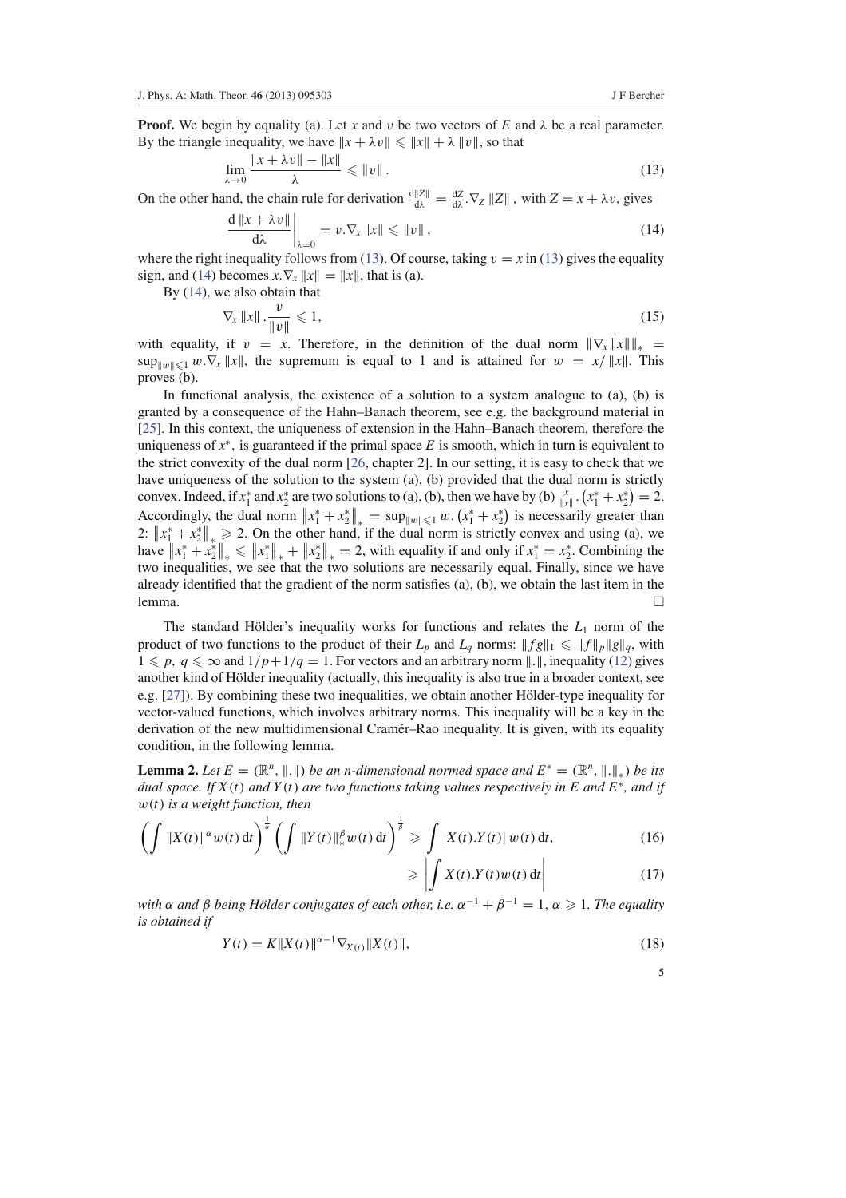**Proof.** We begin by equality (a). Let $x$ and $v$ be two vectors of $E$ and $\lambda$ be a real parameter. By the triangle inequality, we have $\|x + \lambda v\| \leqslant \|x\| + \lambda \|v\|$, so that

$$\lim_{\lambda \to 0} \frac{\|x + \lambda v\| - \|x\|}{\lambda} \leqslant \|v\| . \tag{13}$$

On the other hand, the chain rule for derivation $\frac{\mathrm{d}\|Z\|}{\mathrm{d}\lambda} = \frac{\mathrm{d}Z}{\mathrm{d}\lambda} . \nabla_Z \|Z\|$, with $Z = x + \lambda v$, gives

$$\left. \frac{\mathrm{d}\,\|x + \lambda v\|}{\mathrm{d}\lambda} \right|_{\lambda=0} = v.\nabla_x \|x\| \leqslant \|v\| , \tag{14}$$

where the right inequality follows from (13). Of course, taking $v = x$ in (13) gives the equality sign, and (14) becomes $x.\nabla_x \|x\| = \|x\|$, that is (a).

By (14), we also obtain that

$$\nabla_x \|x\| . \frac{v}{\|v\|} \leqslant 1, \tag{15}$$

with equality, if $v = x$. Therefore, in the definition of the dual norm $\|\nabla_x \|x\|\|_* = \sup_{\|w\| \leqslant 1} w.\nabla_x \|x\|$, the supremum is equal to 1 and is attained for $w = x/\|x\|$. This proves (b).

In functional analysis, the existence of a solution to a system analogue to (a), (b) is granted by a consequence of the Hahn–Banach theorem, see e.g. the background material in [25]. In this context, the uniqueness of extension in the Hahn–Banach theorem, therefore the uniqueness of $x^*$, is guaranteed if the primal space $E$ is smooth, which in turn is equivalent to the strict convexity of the dual norm [26, chapter 2]. In our setting, it is easy to check that we have uniqueness of the solution to the system (a), (b) provided that the dual norm is strictly convex. Indeed, if $x_1^*$ and $x_2^*$ are two solutions to (a), (b), then we have by (b) $\frac{x}{\|x\|} . \left(x_1^* + x_2^*\right) = 2$. Accordingly, the dual norm $\left\|x_1^* + x_2^*\right\|_* = \sup_{\|w\| \leqslant 1} w. \left(x_1^* + x_2^*\right)$ is necessarily greater than 2: $\left\|x_1^* + x_2^*\right\|_* \geqslant 2$. On the other hand, if the dual norm is strictly convex and using (a), we have $\left\|x_1^* + x_2^*\right\|_* \leqslant \left\|x_1^*\right\|_* + \left\|x_2^*\right\|_* = 2$, with equality if and only if $x_1^* = x_2^*$. Combining the two inequalities, we see that the two solutions are necessarily equal. Finally, since we have already identified that the gradient of the norm satisfies (a), (b), we obtain the last item in the lemma. □

The standard Hölder's inequality works for functions and relates the $L_1$ norm of the product of two functions to the product of their $L_p$ and $L_q$ norms: $\|fg\|_1 \leqslant \|f\|_p \|g\|_q$, with $1 \leqslant p,\ q \leqslant \infty$ and $1/p + 1/q = 1$. For vectors and an arbitrary norm $\|.\|$, inequality (12) gives another kind of Hölder inequality (actually, this inequality is also true in a broader context, see e.g. [27]). By combining these two inequalities, we obtain another Hölder-type inequality for vector-valued functions, which involves arbitrary norms. This inequality will be a key in the derivation of the new multidimensional Cramér–Rao inequality. It is given, with its equality condition, in the following lemma.

**Lemma 2.** *Let $E = (\mathbb{R}^n, \|.\|)$ be an n-dimensional normed space and $E^* = (\mathbb{R}^n, \|.\|_*)$ be its dual space. If $X(t)$ and $Y(t)$ are two functions taking values respectively in $E$ and $E^*$, and if $w(t)$ is a weight function, then*

$$\left( \int \|X(t)\|^{\alpha} w(t)\, \mathrm{d}t \right)^{\frac{1}{\alpha}} \left( \int \|Y(t)\|_*^{\beta} w(t)\, \mathrm{d}t \right)^{\frac{1}{\beta}} \geqslant \int |X(t).Y(t)|\, w(t)\, \mathrm{d}t, \tag{16}$$

$$\geqslant \left| \int X(t).Y(t) w(t)\, \mathrm{d}t \right| \tag{17}$$

*with $\alpha$ and $\beta$ being Hölder conjugates of each other, i.e. $\alpha^{-1} + \beta^{-1} = 1$, $\alpha \geqslant 1$. The equality is obtained if*

$$Y(t) = K\|X(t)\|^{\alpha-1} \nabla_{X(t)} \|X(t)\|, \tag{18}$$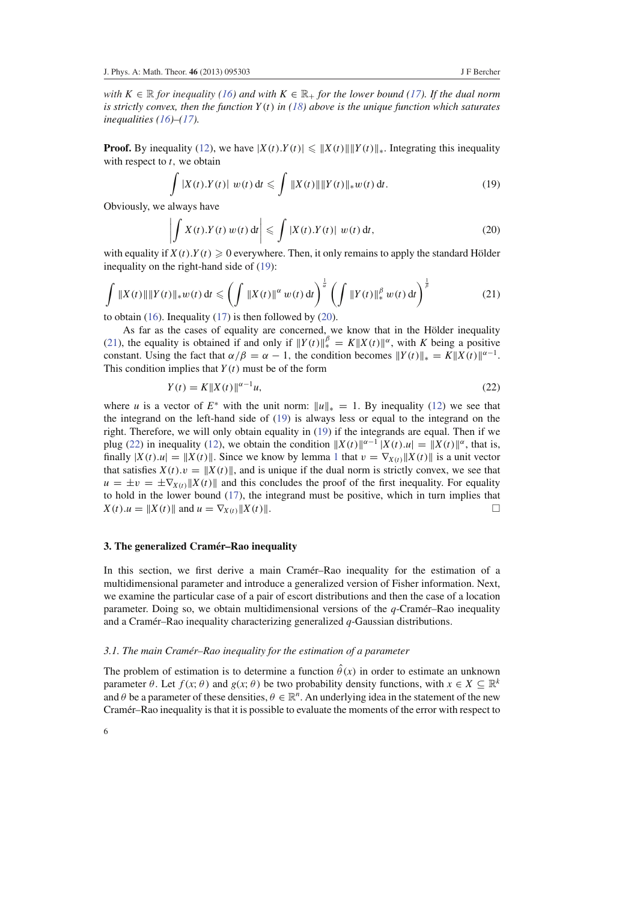*with $K \in \mathbb{R}$ for inequality (16) and with $K \in \mathbb{R}_+$ for the lower bound (17). If the dual norm is strictly convex, then the function $Y(t)$ in (18) above is the unique function which saturates inequalities (16)–(17).*

**Proof.** By inequality (12), we have $|X(t).Y(t)| \leqslant \|X(t)\|\|Y(t)\|_*$. Integrating this inequality with respect to $t$, we obtain

$$\int |X(t).Y(t)|\; w(t)\,\mathrm{d}t \leqslant \int \|X(t)\|\|Y(t)\|_* w(t)\,\mathrm{d}t. \tag{19}$$

Obviously, we always have

$$\left|\int X(t).Y(t)\,w(t)\,\mathrm{d}t\right| \leqslant \int |X(t).Y(t)|\; w(t)\,\mathrm{d}t, \tag{20}$$

with equality if $X(t).Y(t) \geqslant 0$ everywhere. Then, it only remains to apply the standard Hölder inequality on the right-hand side of (19):

$$\int \|X(t)\|\|Y(t)\|_* w(t)\,\mathrm{d}t \leqslant \left(\int \|X(t)\|^{\alpha}\,w(t)\,\mathrm{d}t\right)^{\frac{1}{\alpha}} \left(\int \|Y(t)\|_*^{\beta}\,w(t)\,\mathrm{d}t\right)^{\frac{1}{\beta}} \tag{21}$$

to obtain (16). Inequality (17) is then followed by (20).

As far as the cases of equality are concerned, we know that in the Hölder inequality (21), the equality is obtained if and only if $\|Y(t)\|_*^{\beta} = K\|X(t)\|^{\alpha}$, with $K$ being a positive constant. Using the fact that $\alpha/\beta = \alpha - 1$, the condition becomes $\|Y(t)\|_* = K\|X(t)\|^{\alpha-1}$. This condition implies that $Y(t)$ must be of the form

$$Y(t) = K\|X(t)\|^{\alpha-1}u, \tag{22}$$

where $u$ is a vector of $E^*$ with the unit norm: $\|u\|_* = 1$. By inequality (12) we see that the integrand on the left-hand side of (19) is always less or equal to the integrand on the right. Therefore, we will only obtain equality in (19) if the integrands are equal. Then if we plug (22) in inequality (12), we obtain the condition $\|X(t)\|^{\alpha-1}\,|X(t).u| = \|X(t)\|^{\alpha}$, that is, finally $|X(t).u| = \|X(t)\|$. Since we know by lemma 1 that $v = \nabla_{X(t)}\|X(t)\|$ is a unit vector that satisfies $X(t).v = \|X(t)\|$, and is unique if the dual norm is strictly convex, we see that $u = \pm v = \pm\nabla_{X(t)}\|X(t)\|$ and this concludes the proof of the first inequality. For equality to hold in the lower bound (17), the integrand must be positive, which in turn implies that $X(t).u = \|X(t)\|$ and $u = \nabla_{X(t)}\|X(t)\|$. □

## 3. The generalized Cramér–Rao inequality

In this section, we first derive a main Cramér–Rao inequality for the estimation of a multidimensional parameter and introduce a generalized version of Fisher information. Next, we examine the particular case of a pair of escort distributions and then the case of a location parameter. Doing so, we obtain multidimensional versions of the $q$-Cramér–Rao inequality and a Cramér–Rao inequality characterizing generalized $q$-Gaussian distributions.

### *3.1. The main Cramér–Rao inequality for the estimation of a parameter*

The problem of estimation is to determine a function $\hat{\theta}(x)$ in order to estimate an unknown parameter $\theta$. Let $f(x;\theta)$ and $g(x;\theta)$ be two probability density functions, with $x \in X \subseteq \mathbb{R}^k$ and $\theta$ be a parameter of these densities, $\theta \in \mathbb{R}^n$. An underlying idea in the statement of the new Cramér–Rao inequality is that it is possible to evaluate the moments of the error with respect to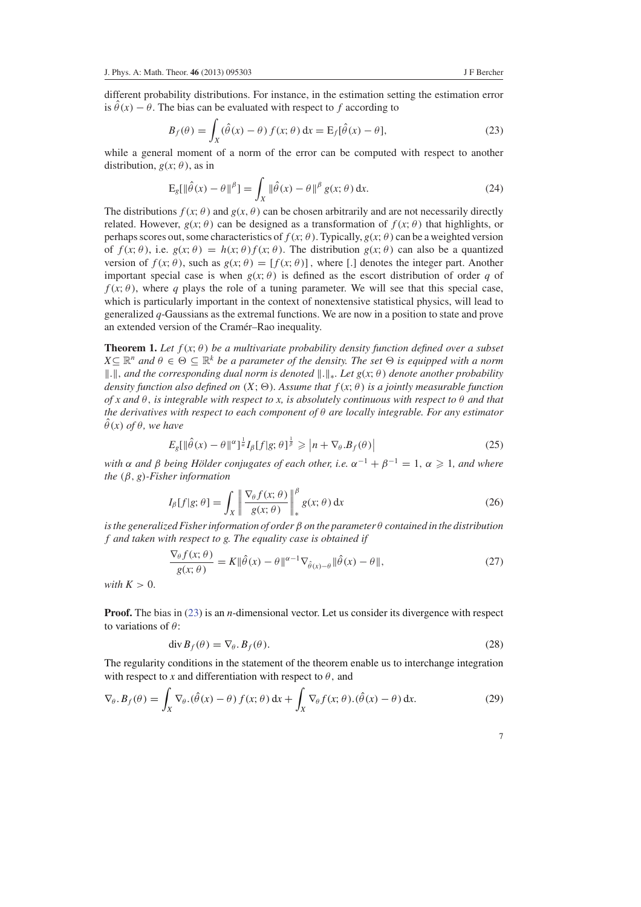different probability distributions. For instance, in the estimation setting the estimation error is $\hat{\theta}(x) - \theta$. The bias can be evaluated with respect to $f$ according to

$$B_f(\theta) = \int_X (\hat{\theta}(x) - \theta)\, f(x;\theta)\, \mathrm{d}x = \mathrm{E}_f[\hat{\theta}(x) - \theta], \tag{23}$$

while a general moment of a norm of the error can be computed with respect to another distribution, $g(x;\theta)$, as in

$$\mathrm{E}_g[\|\hat{\theta}(x) - \theta\|^\beta] = \int_X \|\hat{\theta}(x) - \theta\|^\beta\, g(x;\theta)\, \mathrm{d}x. \tag{24}$$

The distributions $f(x;\theta)$ and $g(x,\theta)$ can be chosen arbitrarily and are not necessarily directly related. However, $g(x;\theta)$ can be designed as a transformation of $f(x;\theta)$ that highlights, or perhaps scores out, some characteristics of $f(x;\theta)$. Typically, $g(x;\theta)$ can be a weighted version of $f(x;\theta)$, i.e. $g(x;\theta) = h(x;\theta) f(x;\theta)$. The distribution $g(x;\theta)$ can also be a quantized version of $f(x;\theta)$, such as $g(x;\theta) = [f(x;\theta)]$, where [.] denotes the integer part. Another important special case is when $g(x;\theta)$ is defined as the escort distribution of order $q$ of $f(x;\theta)$, where $q$ plays the role of a tuning parameter. We will see that this special case, which is particularly important in the context of nonextensive statistical physics, will lead to generalized $q$-Gaussians as the extremal functions. We are now in a position to state and prove an extended version of the Cramér–Rao inequality.

**Theorem 1.** *Let $f(x;\theta)$ be a multivariate probability density function defined over a subset $X \subseteq \mathbb{R}^n$ and $\theta \in \Theta \subseteq \mathbb{R}^k$ be a parameter of the density. The set $\Theta$ is equipped with a norm $\|.\|$, and the corresponding dual norm is denoted $\|.\|_*$. Let $g(x;\theta)$ denote another probability density function also defined on $(X;\Theta)$. Assume that $f(x;\theta)$ is a jointly measurable function of $x$ and $\theta$, is integrable with respect to $x$, is absolutely continuous with respect to $\theta$ and that the derivatives with respect to each component of $\theta$ are locally integrable. For any estimator $\hat{\theta}(x)$ of $\theta$, we have*

$$E_g[\|\hat{\theta}(x) - \theta\|^\alpha]^{\frac{1}{\alpha}} I_\beta[f|g;\theta]^{\frac{1}{\beta}} \geqslant \left| n + \nabla_\theta . B_f(\theta) \right| \tag{25}$$

*with $\alpha$ and $\beta$ being Hölder conjugates of each other, i.e. $\alpha^{-1} + \beta^{-1} = 1$, $\alpha \geqslant 1$, and where the $(\beta, g)$-Fisher information*

$$I_\beta[f|g;\theta] = \int_X \left\| \frac{\nabla_\theta f(x;\theta)}{g(x;\theta)} \right\|_*^\beta g(x;\theta)\, \mathrm{d}x \tag{26}$$

*is the generalized Fisher information of order $\beta$ on the parameter $\theta$ contained in the distribution $f$ and taken with respect to $g$. The equality case is obtained if*

$$\frac{\nabla_\theta f(x;\theta)}{g(x;\theta)} = K \|\hat{\theta}(x) - \theta\|^{\alpha-1} \nabla_{\hat{\theta}(x)-\theta} \|\hat{\theta}(x) - \theta\|, \tag{27}$$

*with $K > 0$.*

**Proof.** The bias in (23) is an $n$-dimensional vector. Let us consider its divergence with respect to variations of $\theta$:

$$\operatorname{div} B_f(\theta) = \nabla_\theta . B_f(\theta). \tag{28}$$

The regularity conditions in the statement of the theorem enable us to interchange integration with respect to $x$ and differentiation with respect to $\theta$, and

$$\nabla_\theta . B_f(\theta) = \int_X \nabla_\theta . (\hat{\theta}(x) - \theta)\, f(x;\theta)\, \mathrm{d}x + \int_X \nabla_\theta f(x;\theta) . (\hat{\theta}(x) - \theta)\, \mathrm{d}x. \tag{29}$$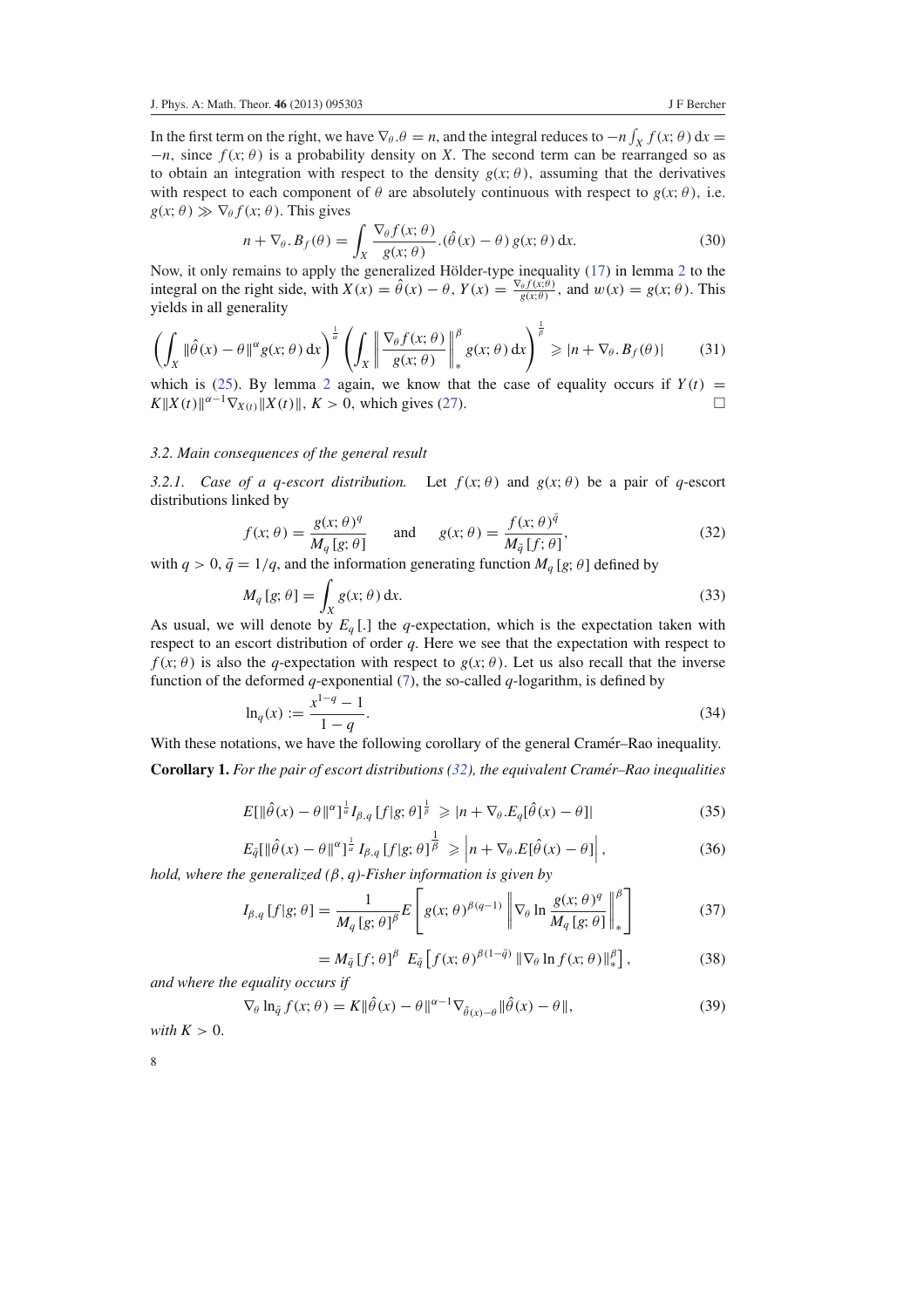In the first term on the right, we have $\nabla_\theta.\theta = n$, and the integral reduces to $-n\int_X f(x;\theta)\,\mathrm{d}x = -n$, since $f(x;\theta)$ is a probability density on $X$. The second term can be rearranged so as to obtain an integration with respect to the density $g(x;\theta)$, assuming that the derivatives with respect to each component of $\theta$ are absolutely continuous with respect to $g(x;\theta)$, i.e. $g(x;\theta) \gg \nabla_\theta f(x;\theta)$. This gives

$$n + \nabla_\theta.B_f(\theta) = \int_X \frac{\nabla_\theta f(x;\theta)}{g(x;\theta)}.(\hat{\theta}(x) - \theta)\,g(x;\theta)\,\mathrm{d}x. \tag{30}$$

Now, it only remains to apply the generalized Hölder-type inequality (17) in lemma 2 to the integral on the right side, with $X(x) = \hat{\theta}(x) - \theta$, $Y(x) = \frac{\nabla_\theta f(x;\theta)}{g(x;\theta)}$, and $w(x) = g(x;\theta)$. This yields in all generality

$$\left(\int_X \|\hat{\theta}(x) - \theta\|^\alpha g(x;\theta)\,\mathrm{d}x\right)^{\frac{1}{\alpha}} \left(\int_X \left\|\frac{\nabla_\theta f(x;\theta)}{g(x;\theta)}\right\|_*^\beta g(x;\theta)\,\mathrm{d}x\right)^{\frac{1}{\beta}} \geqslant |n + \nabla_\theta.B_f(\theta)| \tag{31}$$

which is (25). By lemma 2 again, we know that the case of equality occurs if $Y(t) = K\|X(t)\|^{\alpha-1}\nabla_{X(t)}\|X(t)\|$, $K > 0$, which gives (27). □

### 3.2. Main consequences of the general result

*3.2.1. Case of a q-escort distribution.* Let $f(x;\theta)$ and $g(x;\theta)$ be a pair of $q$-escort distributions linked by

$$f(x;\theta) = \frac{g(x;\theta)^q}{M_q[g;\theta]} \qquad \text{and} \qquad g(x;\theta) = \frac{f(x;\theta)^{\bar{q}}}{M_{\bar{q}}[f;\theta]}, \tag{32}$$

with $q > 0$, $\bar{q} = 1/q$, and the information generating function $M_q[g;\theta]$ defined by

$$M_q[g;\theta] = \int_X g(x;\theta)\,\mathrm{d}x. \tag{33}$$

As usual, we will denote by $E_q[.]$ the $q$-expectation, which is the expectation taken with respect to an escort distribution of order $q$. Here we see that the expectation with respect to $f(x;\theta)$ is also the $q$-expectation with respect to $g(x;\theta)$. Let us also recall that the inverse function of the deformed $q$-exponential (7), the so-called $q$-logarithm, is defined by

$$\ln_q(x) := \frac{x^{1-q} - 1}{1 - q}. \tag{34}$$

With these notations, we have the following corollary of the general Cramér–Rao inequality.

**Corollary 1.** *For the pair of escort distributions (32), the equivalent Cramér–Rao inequalities*

$$E[\|\hat{\theta}(x) - \theta\|^\alpha]^{\frac{1}{\alpha}} I_{\beta,q}[f|g;\theta]^{\frac{1}{\beta}} \geqslant |n + \nabla_\theta.E_q[\hat{\theta}(x) - \theta]| \tag{35}$$

$$E_{\bar{q}}[\|\hat{\theta}(x) - \theta\|^\alpha]^{\frac{1}{\alpha}} I_{\beta,q}[f|g;\theta]^{\frac{1}{\beta}} \geqslant \left|n + \nabla_\theta.E[\hat{\theta}(x) - \theta]\right|, \tag{36}$$

*hold, where the generalized $(\beta, q)$-Fisher information is given by*

$$I_{\beta,q}[f|g;\theta] = \frac{1}{M_q[g;\theta]^\beta} E\left[g(x;\theta)^{\beta(q-1)} \left\|\nabla_\theta \ln\frac{g(x;\theta)^q}{M_q[g;\theta]}\right\|_*^\beta\right] \tag{37}$$

$$= M_{\bar{q}}[f;\theta]^\beta \; E_{\bar{q}}\left[f(x;\theta)^{\beta(1-\bar{q})}\,\|\nabla_\theta \ln f(x;\theta)\|_*^\beta\right], \tag{38}$$

*and where the equality occurs if*

$$\nabla_\theta \ln_{\bar{q}} f(x;\theta) = K\|\hat{\theta}(x) - \theta\|^{\alpha-1}\nabla_{\hat{\theta}(x)-\theta}\|\hat{\theta}(x) - \theta\|, \tag{39}$$

*with $K > 0$.*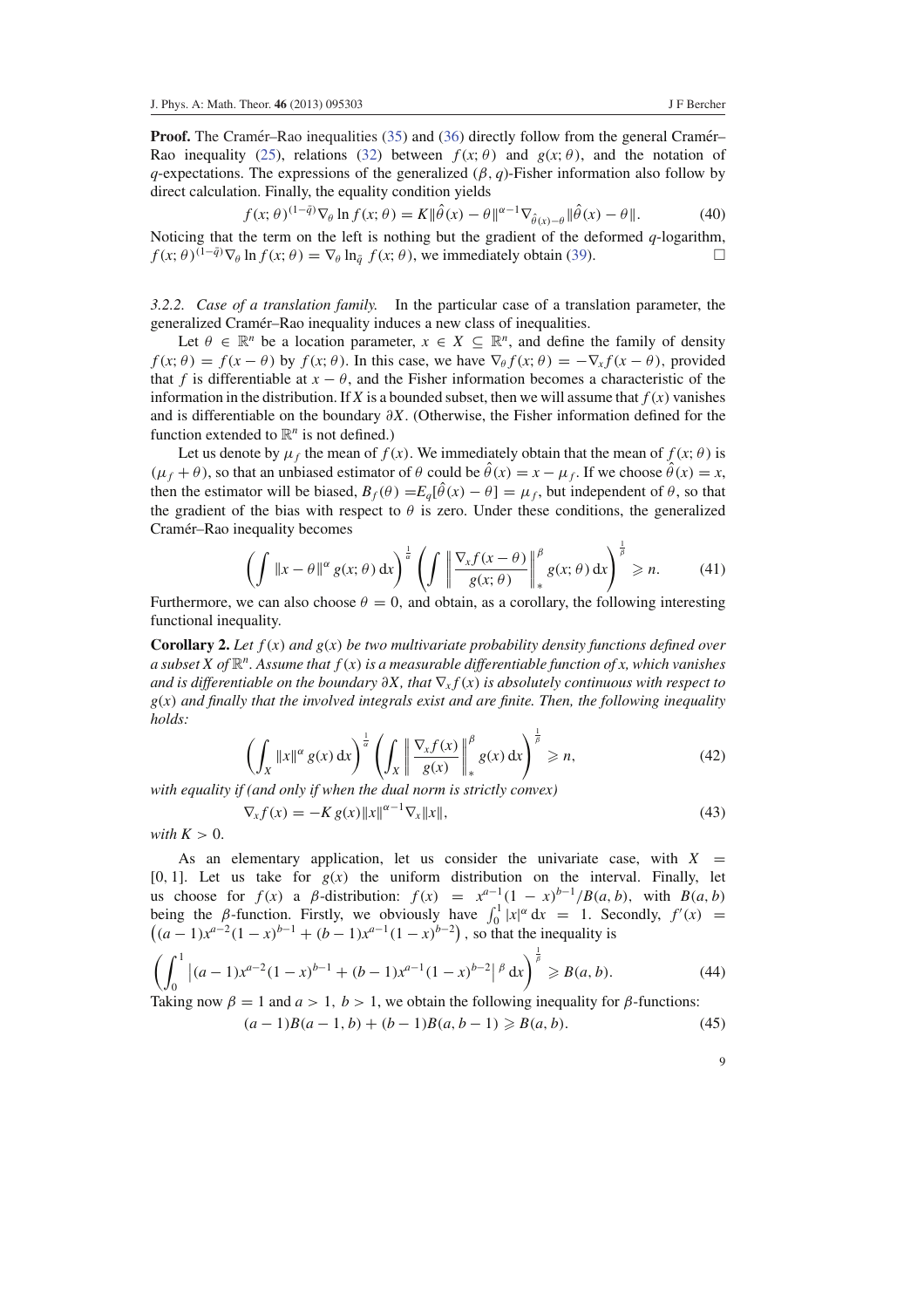**Proof.** The Cramér–Rao inequalities (35) and (36) directly follow from the general Cramér–Rao inequality (25), relations (32) between $f(x;\theta)$ and $g(x;\theta)$, and the notation of $q$-expectations. The expressions of the generalized $(\beta, q)$-Fisher information also follow by direct calculation. Finally, the equality condition yields

$$f(x;\theta)^{(1-\bar{q})}\nabla_\theta \ln f(x;\theta) = K\|\hat{\theta}(x)-\theta\|^{\alpha-1}\nabla_{\hat{\theta}(x)-\theta}\|\hat{\theta}(x)-\theta\|. \tag{40}$$

Noticing that the term on the left is nothing but the gradient of the deformed $q$-logarithm, $f(x;\theta)^{(1-\bar{q})}\nabla_\theta \ln f(x;\theta) = \nabla_\theta \ln_{\bar{q}} f(x;\theta)$, we immediately obtain (39). □

*3.2.2. Case of a translation family.* In the particular case of a translation parameter, the generalized Cramér–Rao inequality induces a new class of inequalities.

Let $\theta \in \mathbb{R}^n$ be a location parameter, $x \in X \subseteq \mathbb{R}^n$, and define the family of density $f(x;\theta) = f(x-\theta)$ by $f(x;\theta)$. In this case, we have $\nabla_\theta f(x;\theta) = -\nabla_x f(x-\theta)$, provided that $f$ is differentiable at $x-\theta$, and the Fisher information becomes a characteristic of the information in the distribution. If $X$ is a bounded subset, then we will assume that $f(x)$ vanishes and is differentiable on the boundary $\partial X$. (Otherwise, the Fisher information defined for the function extended to $\mathbb{R}^n$ is not defined.)

Let us denote by $\mu_f$ the mean of $f(x)$. We immediately obtain that the mean of $f(x;\theta)$ is $(\mu_f+\theta)$, so that an unbiased estimator of $\theta$ could be $\hat{\theta}(x) = x-\mu_f$. If we choose $\hat{\theta}(x) = x$, then the estimator will be biased, $B_f(\theta) = E_q[\hat{\theta}(x)-\theta] = \mu_f$, but independent of $\theta$, so that the gradient of the bias with respect to $\theta$ is zero. Under these conditions, the generalized Cramér–Rao inequality becomes

$$\left(\int \|x-\theta\|^\alpha\, g(x;\theta)\,\mathrm{d}x\right)^{\frac{1}{\alpha}} \left(\int \left\|\frac{\nabla_x f(x-\theta)}{g(x;\theta)}\right\|_*^\beta g(x;\theta)\,\mathrm{d}x\right)^{\frac{1}{\beta}} \geqslant n. \tag{41}$$

Furthermore, we can also choose $\theta = 0$, and obtain, as a corollary, the following interesting functional inequality.

**Corollary 2.** *Let $f(x)$ and $g(x)$ be two multivariate probability density functions defined over a subset $X$ of $\mathbb{R}^n$. Assume that $f(x)$ is a measurable differentiable function of $x$, which vanishes and is differentiable on the boundary $\partial X$, that $\nabla_x f(x)$ is absolutely continuous with respect to $g(x)$ and finally that the involved integrals exist and are finite. Then, the following inequality holds:*

$$\left(\int_X \|x\|^\alpha\, g(x)\,\mathrm{d}x\right)^{\frac{1}{\alpha}} \left(\int_X \left\|\frac{\nabla_x f(x)}{g(x)}\right\|_*^\beta g(x)\,\mathrm{d}x\right)^{\frac{1}{\beta}} \geqslant n, \tag{42}$$

*with equality if (and only if when the dual norm is strictly convex)*

$$\nabla_x f(x) = -K\, g(x)\|x\|^{\alpha-1}\nabla_x\|x\|, \tag{43}$$

*with $K > 0$.*

As an elementary application, let us consider the univariate case, with $X = [0,1]$. Let us take for $g(x)$ the uniform distribution on the interval. Finally, let us choose for $f(x)$ a $\beta$-distribution: $f(x) = x^{a-1}(1-x)^{b-1}/B(a,b)$, with $B(a,b)$ being the $\beta$-function. Firstly, we obviously have $\int_0^1 |x|^\alpha\,\mathrm{d}x = 1$. Secondly, $f'(x) = \left((a-1)x^{a-2}(1-x)^{b-1} + (b-1)x^{a-1}(1-x)^{b-2}\right)$, so that the inequality is

$$\left(\int_0^1 \left|(a-1)x^{a-2}(1-x)^{b-1} + (b-1)x^{a-1}(1-x)^{b-2}\right|^\beta \mathrm{d}x\right)^{\frac{1}{\beta}} \geqslant B(a,b). \tag{44}$$

Taking now $\beta = 1$ and $a > 1$, $b > 1$, we obtain the following inequality for $\beta$-functions:

$$(a-1)B(a-1,b) + (b-1)B(a,b-1) \geqslant B(a,b). \tag{45}$$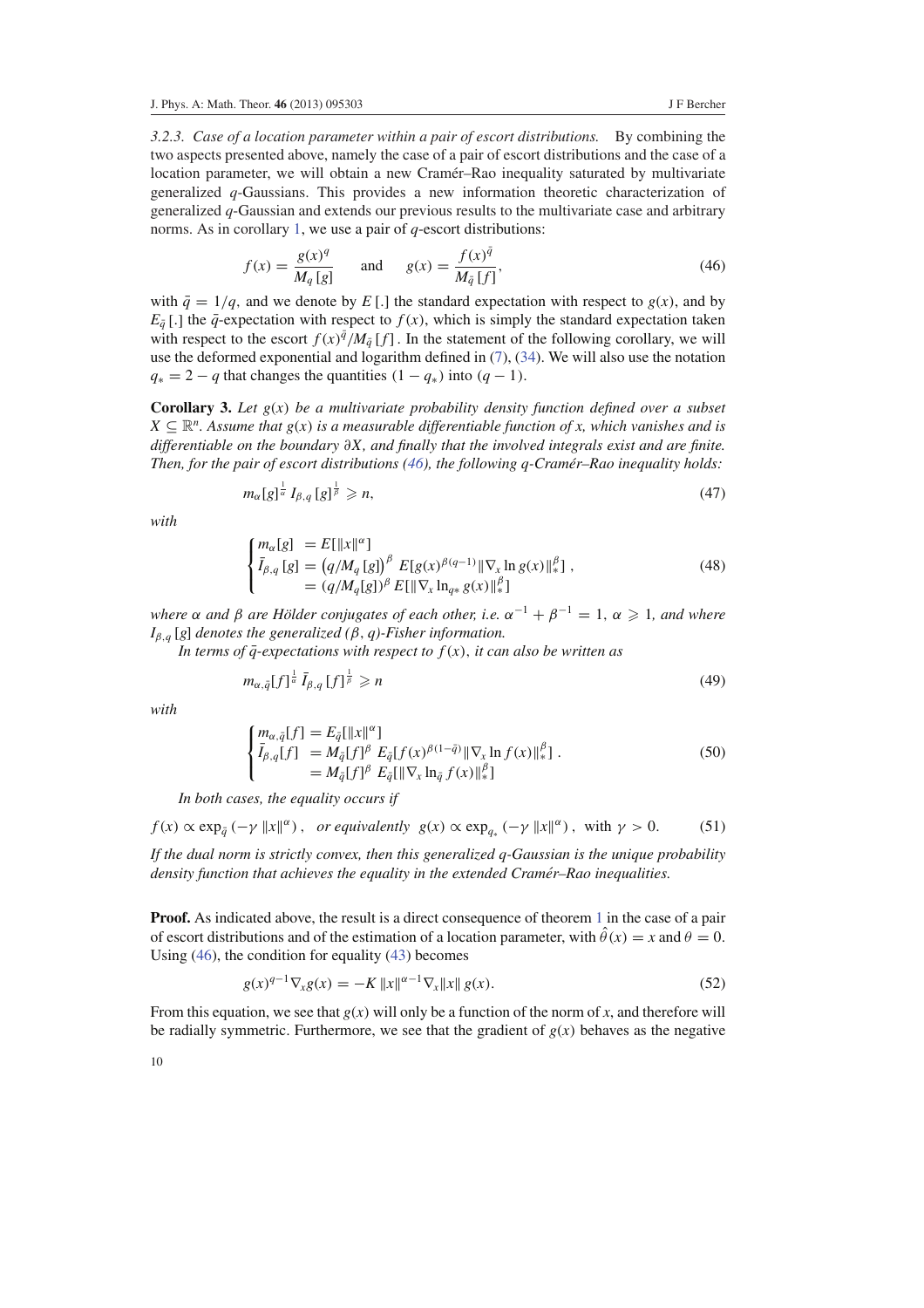*3.2.3. Case of a location parameter within a pair of escort distributions.* By combining the two aspects presented above, namely the case of a pair of escort distributions and the case of a location parameter, we will obtain a new Cramér–Rao inequality saturated by multivariate generalized $q$-Gaussians. This provides a new information theoretic characterization of generalized $q$-Gaussian and extends our previous results to the multivariate case and arbitrary norms. As in corollary 1, we use a pair of $q$-escort distributions:

$$f(x) = \frac{g(x)^q}{M_q[g]} \qquad \text{and} \qquad g(x) = \frac{f(x)^{\bar{q}}}{M_{\bar{q}}[f]}, \tag{46}$$

with $\bar{q} = 1/q$, and we denote by $E[.]$ the standard expectation with respect to $g(x)$, and by $E_{\bar{q}}[.]$ the $\bar{q}$-expectation with respect to $f(x)$, which is simply the standard expectation taken with respect to the escort $f(x)^{\bar{q}}/M_{\bar{q}}[f]$. In the statement of the following corollary, we will use the deformed exponential and logarithm defined in (7), (34). We will also use the notation $q_* = 2 - q$ that changes the quantities $(1 - q_*)$ into $(q - 1)$.

**Corollary 3.** *Let $g(x)$ be a multivariate probability density function defined over a subset $X \subseteq \mathbb{R}^n$. Assume that $g(x)$ is a measurable differentiable function of $x$, which vanishes and is differentiable on the boundary $\partial X$, and finally that the involved integrals exist and are finite. Then, for the pair of escort distributions (46), the following $q$-Cramér–Rao inequality holds:*

$$m_\alpha[g]^{\frac{1}{\alpha}}\, I_{\beta,q}[g]^{\frac{1}{\beta}} \geqslant n, \tag{47}$$

*with*

$$\begin{cases} m_\alpha[g] & = E[\|x\|^\alpha] \\ \bar{I}_{\beta,q}[g] & = \left(q/M_q[g]\right)^\beta\, E[g(x)^{\beta(q-1)}\|\nabla_x \ln g(x)\|_*^\beta]\,, \\ & = (q/M_q[g])^\beta\, E[\|\nabla_x \ln_{q*} g(x)\|_*^\beta] \end{cases} \tag{48}$$

*where $\alpha$ and $\beta$ are Hölder conjugates of each other, i.e. $\alpha^{-1} + \beta^{-1} = 1$, $\alpha \geqslant 1$, and where $I_{\beta,q}[g]$ denotes the generalized $(\beta, q)$-Fisher information.*

*In terms of $\bar{q}$-expectations with respect to $f(x)$, it can also be written as*

$$m_{\alpha,\bar{q}}[f]^{\frac{1}{\alpha}}\, \bar{I}_{\beta,q}[f]^{\frac{1}{\beta}} \geqslant n \tag{49}$$

*with*

$$\begin{cases} m_{\alpha,\bar{q}}[f] = E_{\bar{q}}[\|x\|^\alpha] \\ \bar{I}_{\beta,q}[f] \;= M_{\bar{q}}[f]^\beta\, E_{\bar{q}}[f(x)^{\beta(1-\bar{q})}\|\nabla_x \ln f(x)\|_*^\beta]\,. \\ \qquad\quad\;\; = M_{\bar{q}}[f]^\beta\, E_{\bar{q}}[\|\nabla_x \ln_{\bar{q}} f(x)\|_*^\beta] \end{cases} \tag{50}$$

*In both cases, the equality occurs if*

$$f(x) \propto \exp_{\bar{q}}(-\gamma\,\|x\|^\alpha)\,, \quad \text{or equivalently} \quad g(x) \propto \exp_{q_*}(-\gamma\,\|x\|^\alpha)\,, \;\text{ with } \gamma > 0. \tag{51}$$

*If the dual norm is strictly convex, then this generalized $q$-Gaussian is the unique probability density function that achieves the equality in the extended Cramér–Rao inequalities.*

**Proof.** As indicated above, the result is a direct consequence of theorem 1 in the case of a pair of escort distributions and of the estimation of a location parameter, with $\hat{\theta}(x) = x$ and $\theta = 0$. Using (46), the condition for equality (43) becomes

$$g(x)^{q-1}\nabla_x g(x) = -K\,\|x\|^{\alpha-1}\nabla_x\|x\|\,g(x). \tag{52}$$

From this equation, we see that $g(x)$ will only be a function of the norm of $x$, and therefore will be radially symmetric. Furthermore, we see that the gradient of $g(x)$ behaves as the negative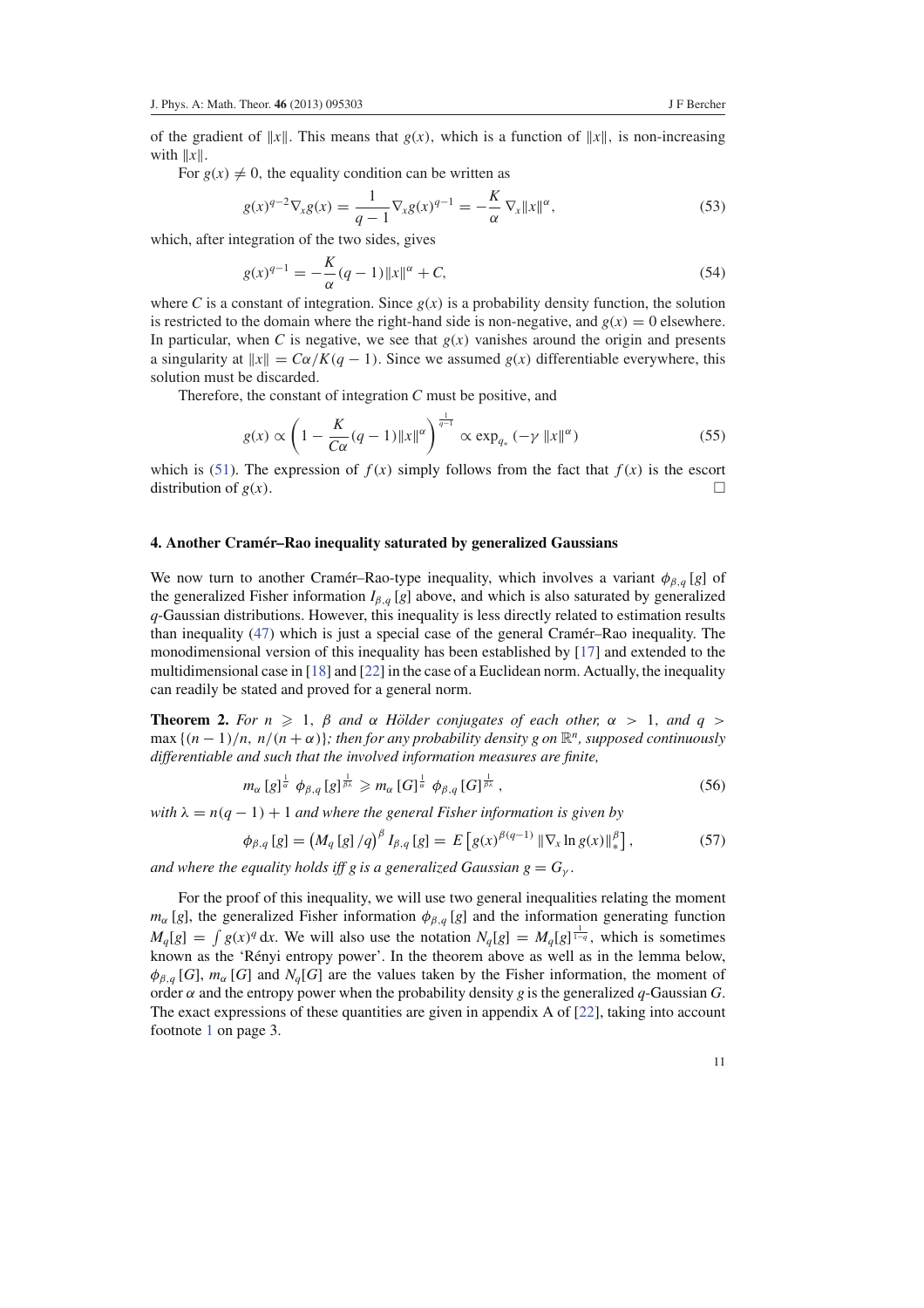of the gradient of $\|x\|$. This means that $g(x)$, which is a function of $\|x\|$, is non-increasing with $\|x\|$.

For $g(x) \neq 0$, the equality condition can be written as

$$g(x)^{q-2}\nabla_x g(x) = \frac{1}{q-1}\nabla_x g(x)^{q-1} = -\frac{K}{\alpha}\nabla_x \|x\|^\alpha, \tag{53}$$

which, after integration of the two sides, gives

$$g(x)^{q-1} = -\frac{K}{\alpha}(q-1)\|x\|^\alpha + C, \tag{54}$$

where $C$ is a constant of integration. Since $g(x)$ is a probability density function, the solution is restricted to the domain where the right-hand side is non-negative, and $g(x) = 0$ elsewhere. In particular, when $C$ is negative, we see that $g(x)$ vanishes around the origin and presents a singularity at $\|x\| = C\alpha/K(q-1)$. Since we assumed $g(x)$ differentiable everywhere, this solution must be discarded.

Therefore, the constant of integration $C$ must be positive, and

$$g(x) \propto \left(1 - \frac{K}{C\alpha}(q-1)\|x\|^\alpha\right)^{\frac{1}{q-1}} \propto \exp_{q_*}\left(-\gamma \|x\|^\alpha\right) \tag{55}$$

which is (51). The expression of $f(x)$ simply follows from the fact that $f(x)$ is the escort distribution of $g(x)$. □

## 4. Another Cramér–Rao inequality saturated by generalized Gaussians

We now turn to another Cramér–Rao-type inequality, which involves a variant $\phi_{\beta,q}[g]$ of the generalized Fisher information $I_{\beta,q}[g]$ above, and which is also saturated by generalized $q$-Gaussian distributions. However, this inequality is less directly related to estimation results than inequality (47) which is just a special case of the general Cramér–Rao inequality. The monodimensional version of this inequality has been established by [17] and extended to the multidimensional case in [18] and [22] in the case of a Euclidean norm. Actually, the inequality can readily be stated and proved for a general norm.

**Theorem 2.** *For $n \geqslant 1$, $\beta$ and $\alpha$ Hölder conjugates of each other, $\alpha > 1$, and $q > \max\{(n-1)/n,\ n/(n+\alpha)\}$; then for any probability density $g$ on $\mathbb{R}^n$, supposed continuously differentiable and such that the involved information measures are finite,*

$$m_\alpha[g]^{\frac{1}{\alpha}}\ \phi_{\beta,q}[g]^{\frac{1}{\beta\lambda}} \geqslant m_\alpha[G]^{\frac{1}{\alpha}}\ \phi_{\beta,q}[G]^{\frac{1}{\beta\lambda}}, \tag{56}$$

*with $\lambda = n(q-1)+1$ and where the general Fisher information is given by*

$$\phi_{\beta,q}[g] = \left(M_q[g]/q\right)^\beta I_{\beta,q}[g] = E\left[g(x)^{\beta(q-1)}\|\nabla_x \ln g(x)\|_*^\beta\right], \tag{57}$$

*and where the equality holds iff $g$ is a generalized Gaussian $g = G_\gamma$.*

For the proof of this inequality, we will use two general inequalities relating the moment $m_\alpha[g]$, the generalized Fisher information $\phi_{\beta,q}[g]$ and the information generating function $M_q[g] = \int g(x)^q\,\mathrm{d}x$. We will also use the notation $N_q[g] = M_q[g]^{\frac{1}{1-q}}$, which is sometimes known as the 'Rényi entropy power'. In the theorem above as well as in the lemma below, $\phi_{\beta,q}[G]$, $m_\alpha[G]$ and $N_q[G]$ are the values taken by the Fisher information, the moment of order $\alpha$ and the entropy power when the probability density $g$ is the generalized $q$-Gaussian $G$. The exact expressions of these quantities are given in appendix A of [22], taking into account footnote 1 on page 3.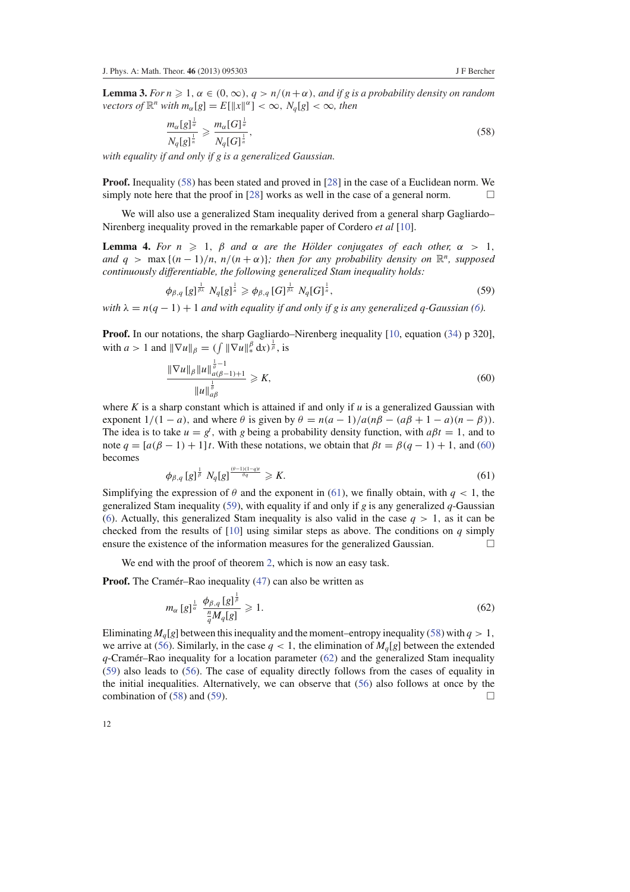**Lemma 3.** *For $n \geqslant 1$, $\alpha \in (0, \infty)$, $q > n/(n+\alpha)$, and if g is a probability density on random vectors of $\mathbb{R}^n$ with $m_\alpha[g] = E[\|x\|^\alpha] < \infty$, $N_q[g] < \infty$, then*

$$\frac{m_\alpha[g]^{\frac{1}{\alpha}}}{N_q[g]^{\frac{1}{n}}} \geqslant \frac{m_\alpha[G]^{\frac{1}{\alpha}}}{N_q[G]^{\frac{1}{n}}}, \tag{58}$$

*with equality if and only if g is a generalized Gaussian.*

**Proof.** Inequality (58) has been stated and proved in [28] in the case of a Euclidean norm. We simply note here that the proof in [28] works as well in the case of a general norm. □

We will also use a generalized Stam inequality derived from a general sharp Gagliardo–Nirenberg inequality proved in the remarkable paper of Cordero *et al* [10].

**Lemma 4.** *For $n \geqslant 1$, $\beta$ and $\alpha$ are the Hölder conjugates of each other, $\alpha > 1$, and $q > \max\{(n-1)/n, n/(n+\alpha)\}$; then for any probability density on $\mathbb{R}^n$, supposed continuously differentiable, the following generalized Stam inequality holds:*

$$\phi_{\beta,q}[g]^{\frac{1}{\beta\lambda}} \, N_q[g]^{\frac{1}{n}} \geqslant \phi_{\beta,q}[G]^{\frac{1}{\beta\lambda}} \, N_q[G]^{\frac{1}{n}}, \tag{59}$$

*with $\lambda = n(q-1)+1$ and with equality if and only if g is any generalized q-Gaussian (6).*

**Proof.** In our notations, the sharp Gagliardo–Nirenberg inequality [10, equation (34) p 320], with $a > 1$ and $\|\nabla u\|_\beta = (\int \|\nabla u\|_*^\beta \, dx)^{\frac{1}{\beta}}$, is

$$\frac{\|\nabla u\|_\beta \|u\|_{a(\beta-1)+1}^{\frac{1}{\theta}-1}}{\|u\|_{a\beta}^{\frac{1}{\theta}}} \geqslant K, \tag{60}$$

where $K$ is a sharp constant which is attained if and only if $u$ is a generalized Gaussian with exponent $1/(1-a)$, and where $\theta$ is given by $\theta = n(a-1)/a(n\beta - (a\beta + 1 - a)(n-\beta))$. The idea is to take $u = g^t$, with $g$ being a probability density function, with $a\beta t = 1$, and to note $q = [a(\beta-1)+1]t$. With these notations, we obtain that $\beta t = \beta(q-1)+1$, and (60) becomes

$$\phi_{\beta,q}[g]^{\frac{1}{\beta}} \, N_q[g]^{\frac{(\theta-1)(1-q)t}{\theta q}} \geqslant K. \tag{61}$$

Simplifying the expression of $\theta$ and the exponent in (61), we finally obtain, with $q < 1$, the generalized Stam inequality (59), with equality if and only if $g$ is any generalized $q$-Gaussian (6). Actually, this generalized Stam inequality is also valid in the case $q > 1$, as it can be checked from the results of [10] using similar steps as above. The conditions on $q$ simply ensure the existence of the information measures for the generalized Gaussian. □

We end with the proof of theorem 2, which is now an easy task.

**Proof.** The Cramér–Rao inequality (47) can also be written as

$$m_\alpha[g]^{\frac{1}{\alpha}} \, \frac{\phi_{\beta,q}[g]^{\frac{1}{\beta}}}{\frac{n}{q} M_q[g]} \geqslant 1. \tag{62}$$

Eliminating $M_q[g]$ between this inequality and the moment–entropy inequality (58) with $q > 1$, we arrive at (56). Similarly, in the case $q < 1$, the elimination of $M_q[g]$ between the extended $q$-Cramér–Rao inequality for a location parameter (62) and the generalized Stam inequality (59) also leads to (56). The case of equality directly follows from the cases of equality in the initial inequalities. Alternatively, we can observe that (56) also follows at once by the combination of (58) and (59). □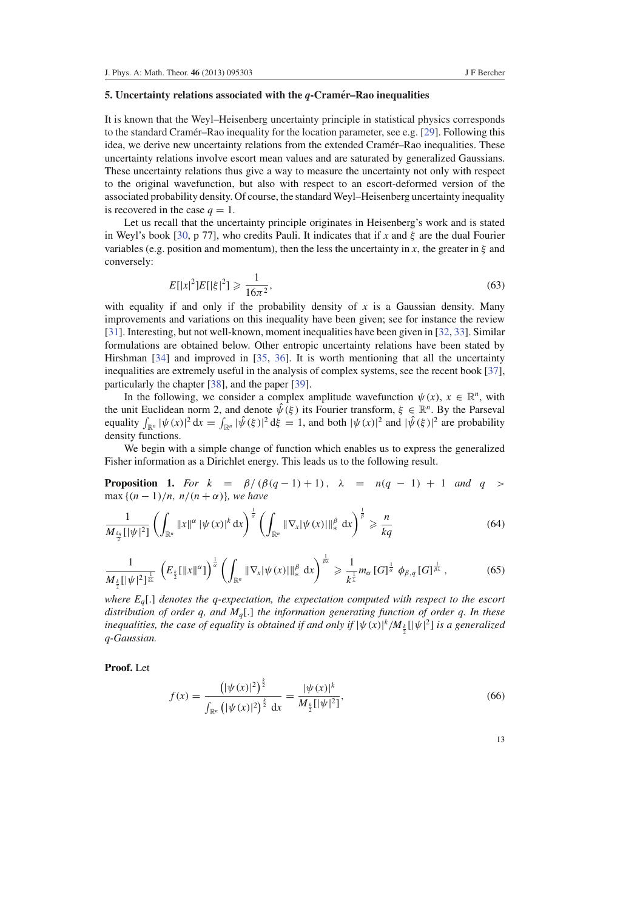### 5. Uncertainty relations associated with the $q$-Cramér–Rao inequalities

It is known that the Weyl–Heisenberg uncertainty principle in statistical physics corresponds to the standard Cramér–Rao inequality for the location parameter, see e.g. [29]. Following this idea, we derive new uncertainty relations from the extended Cramér–Rao inequalities. These uncertainty relations involve escort mean values and are saturated by generalized Gaussians. These uncertainty relations thus give a way to measure the uncertainty not only with respect to the original wavefunction, but also with respect to an escort-deformed version of the associated probability density. Of course, the standard Weyl–Heisenberg uncertainty inequality is recovered in the case $q = 1$.

Let us recall that the uncertainty principle originates in Heisenberg's work and is stated in Weyl's book [30, p 77], who credits Pauli. It indicates that if $x$ and $\xi$ are the dual Fourier variables (e.g. position and momentum), then the less the uncertainty in $x$, the greater in $\xi$ and conversely:

$$E[|x|^2]E[|\xi|^2] \geqslant \frac{1}{16\pi^2}, \tag{63}$$

with equality if and only if the probability density of $x$ is a Gaussian density. Many improvements and variations on this inequality have been given; see for instance the review [31]. Interesting, but not well-known, moment inequalities have been given in [32, 33]. Similar formulations are obtained below. Other entropic uncertainty relations have been stated by Hirshman [34] and improved in [35, 36]. It is worth mentioning that all the uncertainty inequalities are extremely useful in the analysis of complex systems, see the recent book [37], particularly the chapter [38], and the paper [39].

In the following, we consider a complex amplitude wavefunction $\psi(x)$, $x \in \mathbb{R}^n$, with the unit Euclidean norm 2, and denote $\hat{\psi}(\xi)$ its Fourier transform, $\xi \in \mathbb{R}^n$. By the Parseval equality $\int_{\mathbb{R}^n} |\psi(x)|^2 \, dx = \int_{\mathbb{R}^n} |\hat{\psi}(\xi)|^2 \, d\xi = 1$, and both $|\psi(x)|^2$ and $|\hat{\psi}(\xi)|^2$ are probability density functions.

We begin with a simple change of function which enables us to express the generalized Fisher information as a Dirichlet energy. This leads us to the following result.

**Proposition 1.** *For* $k = \beta/(\beta(q-1)+1)$, $\lambda = n(q-1)+1$ *and* $q > \max\{(n-1)/n,\, n/(n+\alpha)\}$*, we have*

$$\frac{1}{M_{\frac{kq}{2}}[|\psi|^2]} \left( \int_{\mathbb{R}^n} \|x\|^\alpha \, |\psi(x)|^k \, dx \right)^{\frac{1}{\alpha}} \left( \int_{\mathbb{R}^n} \|\nabla_x |\psi(x)|\|_*^\beta \, dx \right)^{\frac{1}{\beta}} \geqslant \frac{n}{kq} \tag{64}$$

$$\frac{1}{M_{\frac{k}{2}}[|\psi|^2]^{\frac{1}{k\lambda}}} \left( E_{\frac{k}{2}}[\|x\|^\alpha] \right)^{\frac{1}{\alpha}} \left( \int_{\mathbb{R}^n} \|\nabla_x |\psi(x)|\|_*^\beta \, dx \right)^{\frac{1}{\beta\lambda}} \geqslant \frac{1}{k^{\frac{1}{\lambda}}} m_\alpha [G]^{\frac{1}{\alpha}} \, \phi_{\beta,q} [G]^{\frac{1}{\beta\lambda}}, \tag{65}$$

*where* $E_q[.]$ *denotes the* $q$*-expectation, the expectation computed with respect to the escort distribution of* $q$*, and* $M_q[.]$ *the information generating function of order* $q$*. In these inequalities, the case of equality is obtained if and only if* $|\psi(x)|^k / M_{\frac{k}{2}}[|\psi|^2]$ *is a generalized* $q$*-Gaussian.*

**Proof.** Let

$$f(x) = \frac{\left(|\psi(x)|^2\right)^{\frac{k}{2}}}{\int_{\mathbb{R}^n} \left(|\psi(x)|^2\right)^{\frac{k}{2}} dx} = \frac{|\psi(x)|^k}{M_{\frac{k}{2}}[|\psi|^2]}, \tag{66}$$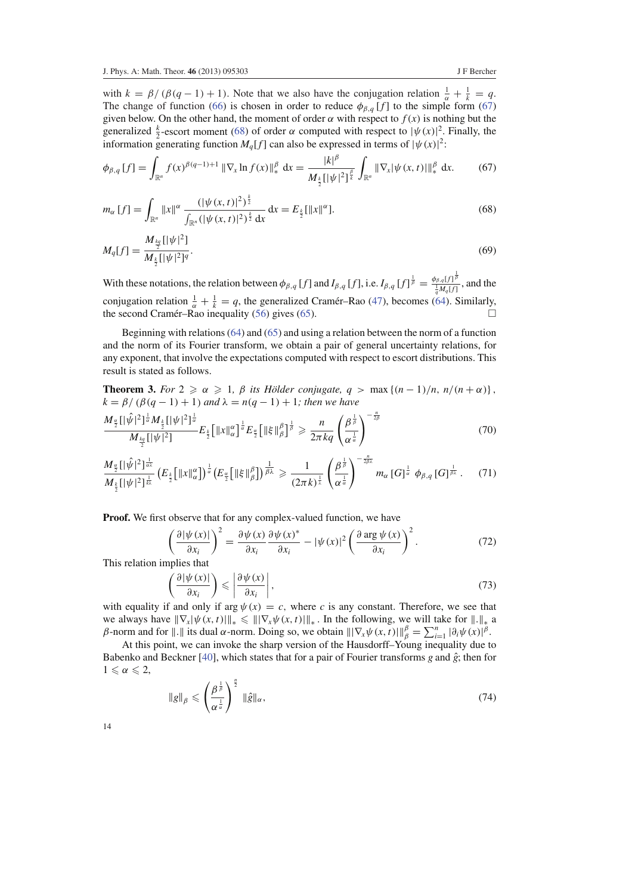with $k = \beta/(\beta(q-1)+1)$. Note that we also have the conjugation relation $\frac{1}{\alpha} + \frac{1}{k} = q$. The change of function (66) is chosen in order to reduce $\phi_{\beta,q}[f]$ to the simple form (67) given below. On the other hand, the moment of order $\alpha$ with respect to $f(x)$ is nothing but the generalized $\frac{k}{2}$-escort moment (68) of order $\alpha$ computed with respect to $|\psi(x)|^2$. Finally, the information generating function $M_q[f]$ can also be expressed in terms of $|\psi(x)|^2$:

$$\phi_{\beta,q}[f] = \int_{\mathbb{R}^n} f(x)^{\beta(q-1)+1} \|\nabla_x \ln f(x)\|_*^\beta \,\mathrm{d}x = \frac{|k|^\beta}{M_{\frac{k}{2}}[|\psi|^2]^{\frac{\beta}{k}}} \int_{\mathbb{R}^n} \|\nabla_x |\psi(x,t)|\|_*^\beta \,\mathrm{d}x. \tag{67}$$

$$m_\alpha[f] = \int_{\mathbb{R}^n} \|x\|^\alpha \frac{(|\psi(x,t)|^2)^{\frac{k}{2}}}{\int_{\mathbb{R}^n}(|\psi(x,t)|^2)^{\frac{k}{2}}\,\mathrm{d}x}\,\mathrm{d}x = E_{\frac{k}{2}}[\|x\|^\alpha]. \tag{68}$$

$$M_q[f] = \frac{M_{\frac{kq}{2}}[|\psi|^2]}{M_{\frac{k}{2}}[|\psi|^2]^q}. \tag{69}$$

With these notations, the relation between $\phi_{\beta,q}[f]$ and $I_{\beta,q}[f]$, i.e. $I_{\beta,q}[f]^{\frac{1}{\beta}} = \frac{\phi_{\beta,q}[f]^{\frac{1}{\beta}}}{\frac{1}{q}M_q[f]}$, and the conjugation relation $\frac{1}{\alpha} + \frac{1}{k} = q$, the generalized Cramér–Rao (47), becomes (64). Similarly, the second Cramér–Rao inequality (56) gives (65). $\square$

Beginning with relations (64) and (65) and using a relation between the norm of a function and the norm of its Fourier transform, we obtain a pair of general uncertainty relations, for any exponent, that involve the expectations computed with respect to escort distributions. This result is stated as follows.

**Theorem 3.** *For $2 \geqslant \alpha \geqslant 1$, $\beta$ its Hölder conjugate, $q > \max\{(n-1)/n,\ n/(n+\alpha)\}$, $k = \beta/(\beta(q-1)+1)$ and $\lambda = n(q-1)+1$; then we have*

$$\frac{M_{\frac{\alpha}{2}}[|\hat{\psi}|^2]^{\frac{1}{\alpha}} M_{\frac{k}{2}}[|\psi|^2]^{\frac{1}{\alpha}}}{M_{\frac{kq}{2}}[|\psi|^2]} E_{\frac{k}{2}}\big[\|x\|_\alpha^\alpha\big]^{\frac{1}{\alpha}} E_{\frac{\alpha}{2}}\big[\|\xi\|_\beta^\beta\big]^{\frac{1}{\beta}} \geqslant \frac{n}{2\pi kq}\left(\frac{\beta^{\frac{1}{\beta}}}{\alpha^{\frac{1}{\alpha}}}\right)^{-\frac{n}{2\beta}} \tag{70}$$

$$\frac{M_{\frac{\alpha}{2}}[|\hat{\psi}|^2]^{\frac{1}{\alpha\lambda}}}{M_{\frac{k}{2}}[|\psi|^2]^{\frac{1}{k\lambda}}} \left(E_{\frac{k}{2}}\big[\|x\|_\alpha^\alpha\big]\right)^{\frac{1}{\alpha}} \left(E_{\frac{\alpha}{2}}\big[\|\xi\|_\beta^\beta\big]\right)^{\frac{1}{\beta\lambda}} \geqslant \frac{1}{(2\pi k)^{\frac{1}{\lambda}}}\left(\frac{\beta^{\frac{1}{\beta}}}{\alpha^{\frac{1}{\alpha}}}\right)^{-\frac{n}{2\beta\lambda}} m_\alpha[G]^{\frac{1}{\alpha}}\ \phi_{\beta,q}[G]^{\frac{1}{\beta\lambda}}. \tag{71}$$

**Proof.** We first observe that for any complex-valued function, we have

$$\left(\frac{\partial|\psi(x)|}{\partial x_i}\right)^2 = \frac{\partial\psi(x)}{\partial x_i}\frac{\partial\psi(x)^*}{\partial x_i} - |\psi(x)|^2\left(\frac{\partial \arg\psi(x)}{\partial x_i}\right)^2. \tag{72}$$

This relation implies that

$$\left(\frac{\partial|\psi(x)|}{\partial x_i}\right) \leqslant \left|\frac{\partial\psi(x)}{\partial x_i}\right|, \tag{73}$$

with equality if and only if $\arg\psi(x) = c$, where $c$ is any constant. Therefore, we see that we always have $\|\nabla_x|\psi(x,t)|\|_* \leqslant \||\nabla_x\psi(x,t)|\|_*$. In the following, we will take for $\|.\|_*$ a $\beta$-norm and for $\|.\|$ its dual $\alpha$-norm. Doing so, we obtain $\||\nabla_x\psi(x,t)|\|_\beta^\beta = \sum_{i=1}^n |\partial_i\psi(x)|^\beta$.

At this point, we can invoke the sharp version of the Hausdorff–Young inequality due to Babenko and Beckner [40], which states that for a pair of Fourier transforms $g$ and $\hat{g}$; then for $1 \leqslant \alpha \leqslant 2$,

$$\|g\|_\beta \leqslant \left(\frac{\beta^{\frac{1}{\beta}}}{\alpha^{\frac{1}{\alpha}}}\right)^{\frac{n}{2}} \|\hat{g}\|_\alpha, \tag{74}$$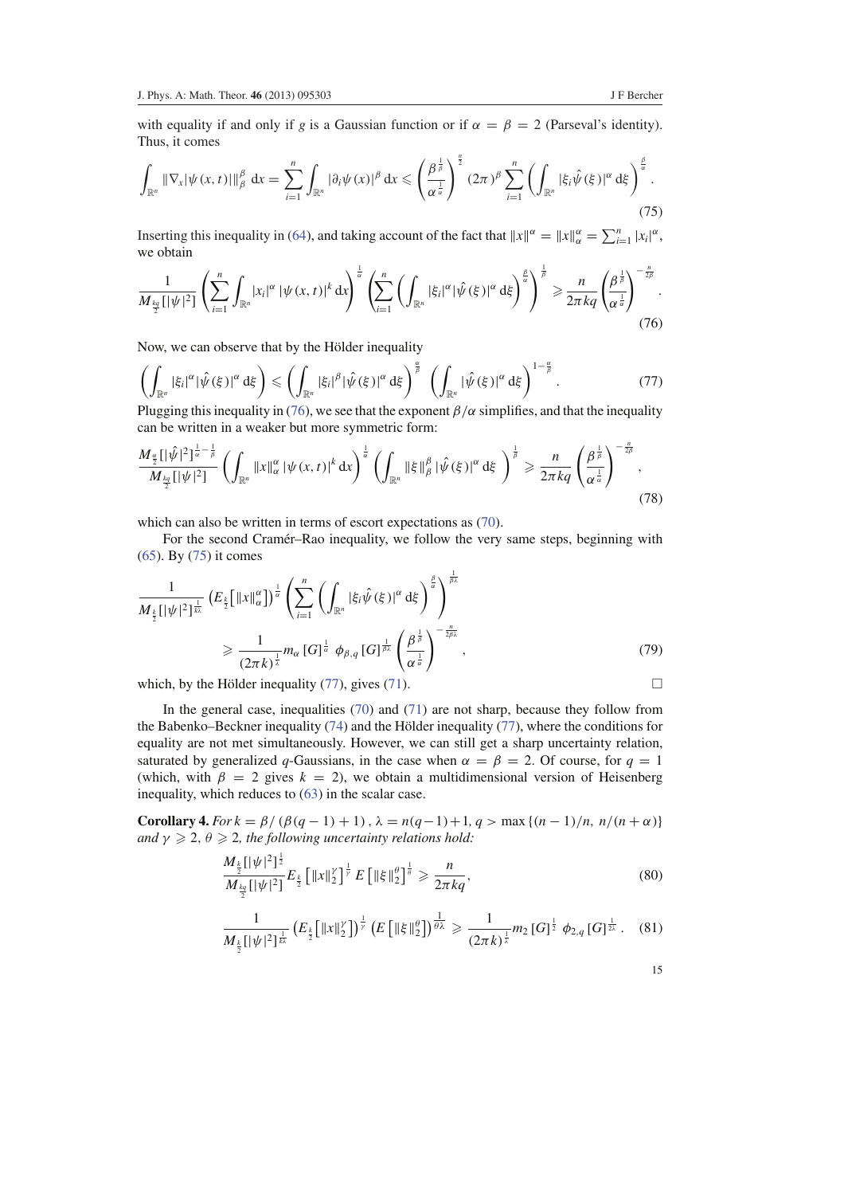with equality if and only if $g$ is a Gaussian function or if $\alpha = \beta = 2$ (Parseval's identity). Thus, it comes

$$\int_{\mathbb{R}^n} \|\nabla_x |\psi(x,t)|\|_\beta^\beta \, \mathrm{d}x = \sum_{i=1}^n \int_{\mathbb{R}^n} |\partial_i \psi(x)|^\beta \, \mathrm{d}x \leqslant \left( \frac{\beta^{\frac{1}{\beta}}}{\alpha^{\frac{1}{\alpha}}} \right)^{\frac{n}{2}} (2\pi)^\beta \sum_{i=1}^n \left( \int_{\mathbb{R}^n} |\xi_i \hat{\psi}(\xi)|^\alpha \, \mathrm{d}\xi \right)^{\frac{\beta}{\alpha}}. \tag{75}$$

Inserting this inequality in (64), and taking account of the fact that $\|x\|^\alpha = \|x\|_\alpha^\alpha = \sum_{i=1}^n |x_i|^\alpha$, we obtain

$$\frac{1}{M_{\frac{kq}{2}}[|\psi|^2]} \left( \sum_{i=1}^n \int_{\mathbb{R}^n} |x_i|^\alpha \, |\psi(x,t)|^k \, \mathrm{d}x \right)^{\frac{1}{\alpha}} \left( \sum_{i=1}^n \left( \int_{\mathbb{R}^n} |\xi_i|^\alpha |\hat{\psi}(\xi)|^\alpha \, \mathrm{d}\xi \right)^{\frac{\beta}{\alpha}} \right)^{\frac{1}{\beta}} \geqslant \frac{n}{2\pi kq} \left( \frac{\beta^{\frac{1}{\beta}}}{\alpha^{\frac{1}{\alpha}}} \right)^{-\frac{n}{2\beta}}. \tag{76}$$

Now, we can observe that by the Hölder inequality

$$\left( \int_{\mathbb{R}^n} |\xi_i|^\alpha |\hat{\psi}(\xi)|^\alpha \, \mathrm{d}\xi \right) \leqslant \left( \int_{\mathbb{R}^n} |\xi_i|^\beta |\hat{\psi}(\xi)|^\alpha \, \mathrm{d}\xi \right)^{\frac{\alpha}{\beta}} \left( \int_{\mathbb{R}^n} |\hat{\psi}(\xi)|^\alpha \, \mathrm{d}\xi \right)^{1-\frac{\alpha}{\beta}}. \tag{77}$$

Plugging this inequality in (76), we see that the exponent $\beta/\alpha$ simplifies, and that the inequality can be written in a weaker but more symmetric form:

$$\frac{M_{\frac{\alpha}{2}}[|\hat{\psi}|^2]^{\frac{1}{\alpha}-\frac{1}{\beta}}}{M_{\frac{kq}{2}}[|\psi|^2]} \left( \int_{\mathbb{R}^n} \|x\|_\alpha^\alpha \, |\psi(x,t)|^k \, \mathrm{d}x \right)^{\frac{1}{\alpha}} \left( \int_{\mathbb{R}^n} \|\xi\|_\beta^\beta \, |\hat{\psi}(\xi)|^\alpha \, \mathrm{d}\xi \right)^{\frac{1}{\beta}} \geqslant \frac{n}{2\pi kq} \left( \frac{\beta^{\frac{1}{\beta}}}{\alpha^{\frac{1}{\alpha}}} \right)^{-\frac{n}{2\beta}}, \tag{78}$$

which can also be written in terms of escort expectations as (70).

For the second Cramér–Rao inequality, we follow the very same steps, beginning with (65). By (75) it comes

$$\frac{1}{M_{\frac{k}{2}}[|\psi|^2]^{\frac{1}{k\lambda}}} \left( E_{\frac{k}{2}}\left[\|x\|_\alpha^\alpha\right] \right)^{\frac{1}{\alpha}} \left( \sum_{i=1}^n \left( \int_{\mathbb{R}^n} |\xi_i \hat{\psi}(\xi)|^\alpha \, \mathrm{d}\xi \right)^{\frac{\beta}{\alpha}} \right)^{\frac{1}{\beta\lambda}}$$
$$\geqslant \frac{1}{(2\pi k)^{\frac{1}{\lambda}}} m_\alpha[G]^{\frac{1}{\alpha}} \, \phi_{\beta,q}[G]^{\frac{1}{\beta\lambda}} \left( \frac{\beta^{\frac{1}{\beta}}}{\alpha^{\frac{1}{\alpha}}} \right)^{-\frac{n}{2\beta\lambda}}, \tag{79}$$

which, by the Hölder inequality (77), gives (71). $\square$

In the general case, inequalities (70) and (71) are not sharp, because they follow from the Babenko–Beckner inequality (74) and the Hölder inequality (77), where the conditions for equality are not met simultaneously. However, we can still get a sharp uncertainty relation, saturated by generalized $q$-Gaussians, in the case when $\alpha = \beta = 2$. Of course, for $q = 1$ (which, with $\beta = 2$ gives $k = 2$), we obtain a multidimensional version of Heisenberg inequality, which reduces to (63) in the scalar case.

**Corollary 4.** *For $k = \beta/\left(\beta(q-1)+1\right)$, $\lambda = n(q-1)+1$, $q > \max\{(n-1)/n,\, n/(n+\alpha)\}$ and $\gamma \geqslant 2$, $\theta \geqslant 2$, the following uncertainty relations hold:*

$$\frac{M_{\frac{k}{2}}[|\psi|^2]^{\frac{1}{2}}}{M_{\frac{kq}{2}}[|\psi|^2]} E_{\frac{k}{2}}\left[\|x\|_2^\gamma\right]^{\frac{1}{\gamma}} E\left[\|\xi\|_2^\theta\right]^{\frac{1}{\theta}} \geqslant \frac{n}{2\pi kq}, \tag{80}$$

$$\frac{1}{M_{\frac{k}{2}}[|\psi|^2]^{\frac{1}{k\lambda}}} \left( E_{\frac{k}{2}}\left[\|x\|_2^\gamma\right] \right)^{\frac{1}{\gamma}} \left( E\left[\|\xi\|_2^\theta\right] \right)^{\frac{1}{\theta\lambda}} \geqslant \frac{1}{(2\pi k)^{\frac{1}{\lambda}}} m_2[G]^{\frac{1}{2}} \, \phi_{2,q}[G]^{\frac{1}{2\lambda}}. \tag{81}$$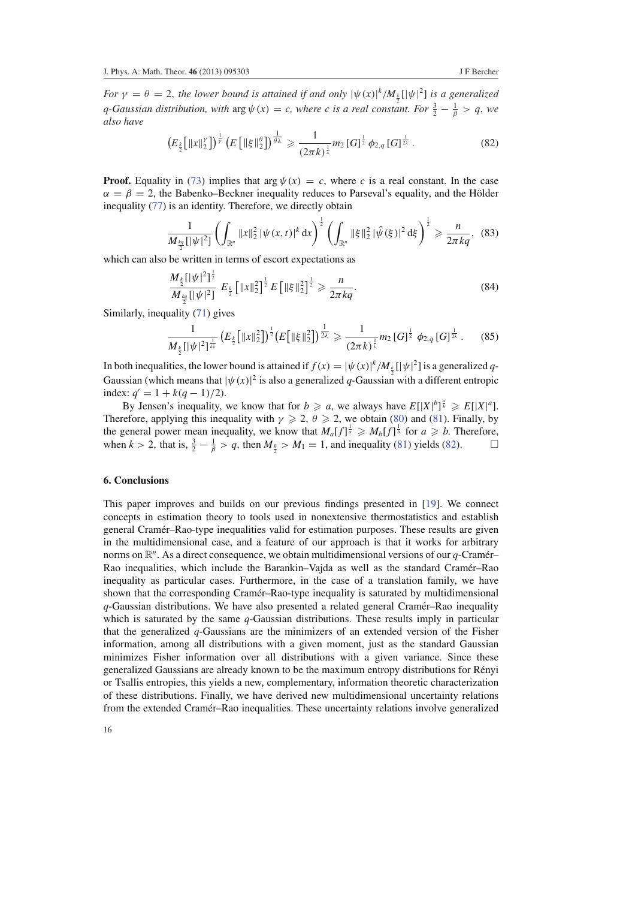*For $\gamma = \theta = 2$, the lower bound is attained if and only $|\psi(x)|^k/M_{\frac{k}{2}}[|\psi|^2]$ is a generalized $q$-Gaussian distribution, with $\arg\psi(x) = c$, where $c$ is a real constant. For $\frac{3}{2} - \frac{1}{\beta} > q$, we also have*

$$\left(E_{\frac{k}{2}}\left[\|x\|_2^{\gamma}\right]\right)^{\frac{1}{\gamma}} \left(E\left[\|\xi\|_2^{\theta}\right]\right)^{\frac{1}{\theta\lambda}} \geqslant \frac{1}{(2\pi k)^{\frac{1}{\lambda}}} m_2\left[G\right]^{\frac{1}{2}} \phi_{2,q}\left[G\right]^{\frac{1}{2\lambda}}. \tag{82}$$

**Proof.** Equality in (73) implies that $\arg\psi(x) = c$, where $c$ is a real constant. In the case $\alpha = \beta = 2$, the Babenko–Beckner inequality reduces to Parseval's equality, and the Hölder inequality (77) is an identity. Therefore, we directly obtain

$$\frac{1}{M_{\frac{kq}{2}}[|\psi|^2]} \left(\int_{\mathbb{R}^n} \|x\|_2^2 \, |\psi(x,t)|^k \, dx\right)^{\frac{1}{2}} \left(\int_{\mathbb{R}^n} \|\xi\|_2^2 \, |\hat{\psi}(\xi)|^2 \, d\xi\right)^{\frac{1}{2}} \geqslant \frac{n}{2\pi kq}, \tag{83}$$

which can also be written in terms of escort expectations as

$$\frac{M_{\frac{k}{2}}[|\psi|^2]^{\frac{1}{2}}}{M_{\frac{kq}{2}}[|\psi|^2]} \, E_{\frac{k}{2}}\left[\|x\|_2^2\right]^{\frac{1}{2}} E\left[\|\xi\|_2^2\right]^{\frac{1}{2}} \geqslant \frac{n}{2\pi kq}. \tag{84}$$

Similarly, inequality (71) gives

$$\frac{1}{M_{\frac{k}{2}}[|\psi|^2]^{\frac{1}{k\lambda}}} \left(E_{\frac{k}{2}}\left[\|x\|_2^2\right]\right)^{\frac{1}{2}} \left(E\left[\|\xi\|_2^2\right]\right)^{\frac{1}{2\lambda}} \geqslant \frac{1}{(2\pi k)^{\frac{1}{\lambda}}} m_2\left[G\right]^{\frac{1}{2}} \phi_{2,q}\left[G\right]^{\frac{1}{2\lambda}}. \tag{85}$$

In both inequalities, the lower bound is attained if $f(x) = |\psi(x)|^k/M_{\frac{k}{2}}[|\psi|^2]$ is a generalized $q$-Gaussian (which means that $|\psi(x)|^2$ is also a generalized $q$-Gaussian with a different entropic index: $q' = 1 + k(q-1/2)$.

By Jensen's inequality, we know that for $b \geqslant a$, we always have $E[|X|^b]^{\frac{a}{b}} \geqslant E[|X|^a]$. Therefore, applying this inequality with $\gamma \geqslant 2$, $\theta \geqslant 2$, we obtain (80) and (81). Finally, by the general power mean inequality, we know that $M_a[f]^{\frac{1}{a}} \geqslant M_b[f]^{\frac{1}{b}}$ for $a \geqslant b$. Therefore, when $k > 2$, that is, $\frac{3}{2} - \frac{1}{\beta} > q$, then $M_{\frac{k}{2}} > M_1 = 1$, and inequality (81) yields (82). $\square$

## 6. Conclusions

This paper improves and builds on our previous findings presented in [19]. We connect concepts in estimation theory to tools used in nonextensive thermostatistics and establish general Cramér–Rao-type inequalities valid for estimation purposes. These results are given in the multidimensional case, and a feature of our approach is that it works for arbitrary norms on $\mathbb{R}^n$. As a direct consequence, we obtain multidimensional versions of our $q$-Cramér–Rao inequalities, which include the Barankin–Vajda as well as the standard Cramér–Rao inequality as particular cases. Furthermore, in the case of a translation family, we have shown that the corresponding Cramér–Rao-type inequality is saturated by multidimensional $q$-Gaussian distributions. We have also presented a related general Cramér–Rao inequality which is saturated by the same $q$-Gaussian distributions. These results imply in particular that the generalized $q$-Gaussians are the minimizers of an extended version of the Fisher information, among all distributions with a given moment, just as the standard Gaussian minimizes Fisher information over all distributions with a given variance. Since these generalized Gaussians are already known to be the maximum entropy distributions for Rényi or Tsallis entropies, this yields a new, complementary, information theoretic characterization of these distributions. Finally, we have derived new multidimensional uncertainty relations from the extended Cramér–Rao inequalities. These uncertainty relations involve generalized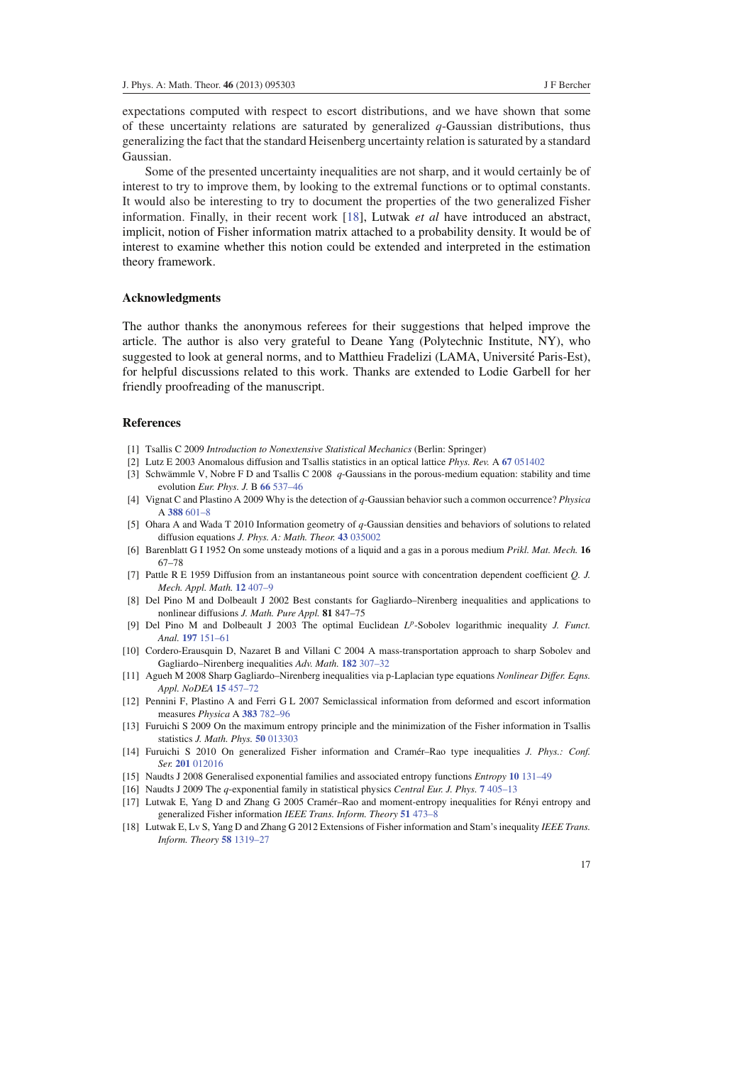expectations computed with respect to escort distributions, and we have shown that some of these uncertainty relations are saturated by generalized $q$-Gaussian distributions, thus generalizing the fact that the standard Heisenberg uncertainty relation is saturated by a standard Gaussian.

Some of the presented uncertainty inequalities are not sharp, and it would certainly be of interest to try to improve them, by looking to the extremal functions or to optimal constants. It would also be interesting to try to document the properties of the two generalized Fisher information. Finally, in their recent work [18], Lutwak *et al* have introduced an abstract, implicit, notion of Fisher information matrix attached to a probability density. It would be of interest to examine whether this notion could be extended and interpreted in the estimation theory framework.

## Acknowledgments

The author thanks the anonymous referees for their suggestions that helped improve the article. The author is also very grateful to Deane Yang (Polytechnic Institute, NY), who suggested to look at general norms, and to Matthieu Fradelizi (LAMA, Université Paris-Est), for helpful discussions related to this work. Thanks are extended to Lodie Garbell for her friendly proofreading of the manuscript.

## References

[1] Tsallis C 2009 *Introduction to Nonextensive Statistical Mechanics* (Berlin: Springer)

[2] Lutz E 2003 Anomalous diffusion and Tsallis statistics in an optical lattice *Phys. Rev.* A **67** 051402

[3] Schwämmle V, Nobre F D and Tsallis C 2008 $q$-Gaussians in the porous-medium equation: stability and time evolution *Eur. Phys. J.* B **66** 537–46

[4] Vignat C and Plastino A 2009 Why is the detection of $q$-Gaussian behavior such a common occurrence? *Physica* A **388** 601–8

[5] Ohara A and Wada T 2010 Information geometry of $q$-Gaussian densities and behaviors of solutions to related diffusion equations *J. Phys. A: Math. Theor.* **43** 035002

[6] Barenblatt G I 1952 On some unsteady motions of a liquid and a gas in a porous medium *Prikl. Mat. Mech.* **16** 67–78

[7] Pattle R E 1959 Diffusion from an instantaneous point source with concentration dependent coefficient *Q. J. Mech. Appl. Math.* **12** 407–9

[8] Del Pino M and Dolbeault J 2002 Best constants for Gagliardo–Nirenberg inequalities and applications to nonlinear diffusions *J. Math. Pure Appl.* **81** 847–75

[9] Del Pino M and Dolbeault J 2003 The optimal Euclidean $L^p$-Sobolev logarithmic inequality *J. Funct. Anal.* **197** 151–61

[10] Cordero-Erausquin D, Nazaret B and Villani C 2004 A mass-transportation approach to sharp Sobolev and Gagliardo–Nirenberg inequalities *Adv. Math.* **182** 307–32

[11] Agueh M 2008 Sharp Gagliardo–Nirenberg inequalities via p-Laplacian type equations *Nonlinear Differ. Eqns. Appl. NoDEA* **15** 457–72

[12] Pennini F, Plastino A and Ferri G L 2007 Semiclassical information from deformed and escort information measures *Physica* A **383** 782–96

[13] Furuichi S 2009 On the maximum entropy principle and the minimization of the Fisher information in Tsallis statistics *J. Math. Phys.* **50** 013303

[14] Furuichi S 2010 On generalized Fisher information and Cramér–Rao type inequalities *J. Phys.: Conf. Ser.* **201** 012016

[15] Naudts J 2008 Generalised exponential families and associated entropy functions *Entropy* **10** 131–49

[16] Naudts J 2009 The $q$-exponential family in statistical physics *Central Eur. J. Phys.* **7** 405–13

[17] Lutwak E, Yang D and Zhang G 2005 Cramér–Rao and moment-entropy inequalities for Rényi entropy and generalized Fisher information *IEEE Trans. Inform. Theory* **51** 473–8

[18] Lutwak E, Lv S, Yang D and Zhang G 2012 Extensions of Fisher information and Stam's inequality *IEEE Trans. Inform. Theory* **58** 1319–27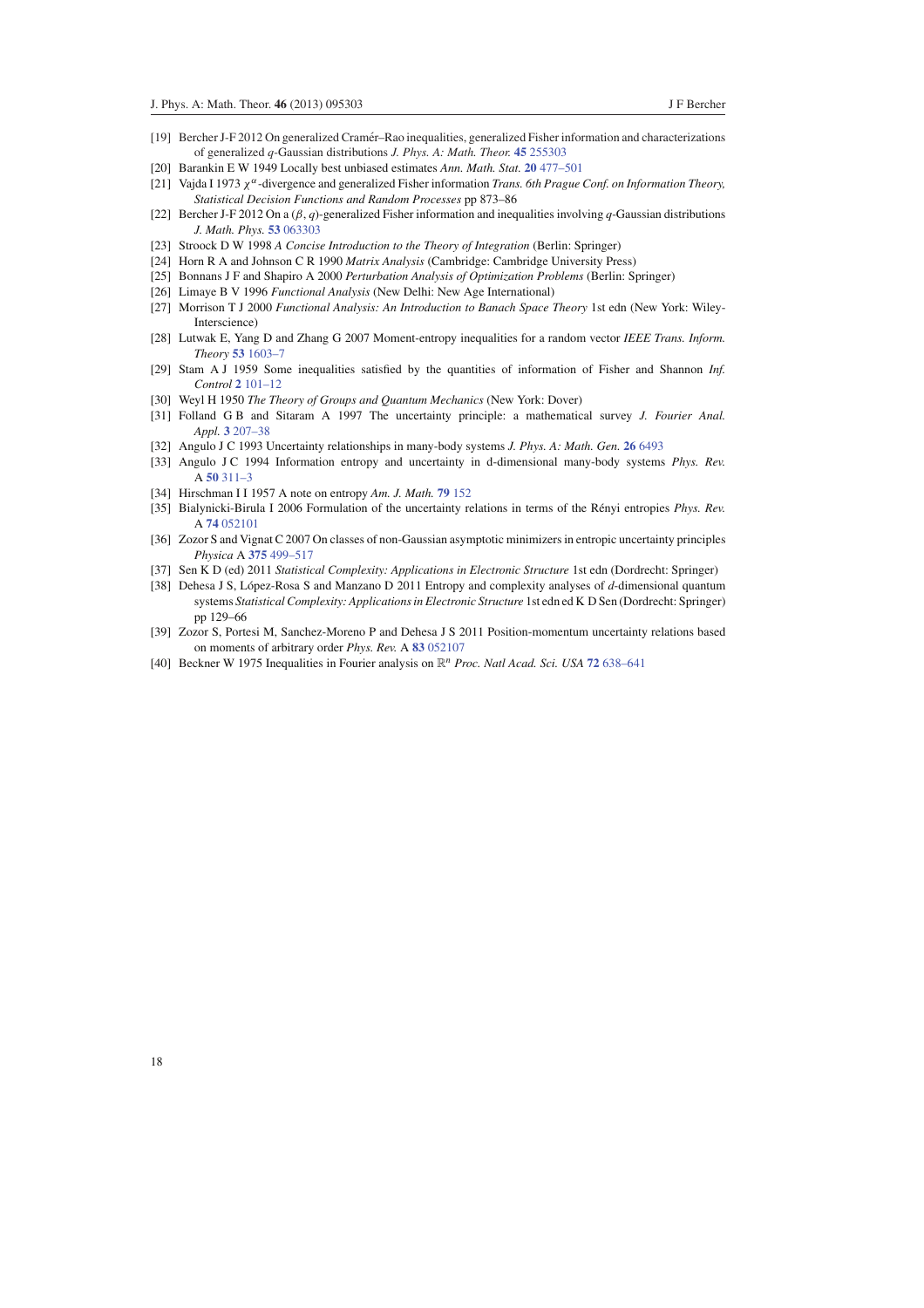[19] Bercher J-F 2012 On generalized Cramér–Rao inequalities, generalized Fisher information and characterizations of generalized $q$-Gaussian distributions *J. Phys. A: Math. Theor.* **45** 255303

[20] Barankin E W 1949 Locally best unbiased estimates *Ann. Math. Stat.* **20** 477–501

[21] Vajda I 1973 $\chi^{\alpha}$-divergence and generalized Fisher information *Trans. 6th Prague Conf. on Information Theory, Statistical Decision Functions and Random Processes* pp 873–86

[22] Bercher J-F 2012 On a $(\beta, q)$-generalized Fisher information and inequalities involving $q$-Gaussian distributions *J. Math. Phys.* **53** 063303

[23] Stroock D W 1998 *A Concise Introduction to the Theory of Integration* (Berlin: Springer)

[24] Horn R A and Johnson C R 1990 *Matrix Analysis* (Cambridge: Cambridge University Press)

[25] Bonnans J F and Shapiro A 2000 *Perturbation Analysis of Optimization Problems* (Berlin: Springer)

[26] Limaye B V 1996 *Functional Analysis* (New Delhi: New Age International)

[27] Morrison T J 2000 *Functional Analysis: An Introduction to Banach Space Theory* 1st edn (New York: Wiley-Interscience)

[28] Lutwak E, Yang D and Zhang G 2007 Moment-entropy inequalities for a random vector *IEEE Trans. Inform. Theory* **53** 1603–7

[29] Stam A J 1959 Some inequalities satisfied by the quantities of information of Fisher and Shannon *Inf. Control* **2** 101–12

[30] Weyl H 1950 *The Theory of Groups and Quantum Mechanics* (New York: Dover)

[31] Folland G B and Sitaram A 1997 The uncertainty principle: a mathematical survey *J. Fourier Anal. Appl.* **3** 207–38

[32] Angulo J C 1993 Uncertainty relationships in many-body systems *J. Phys. A: Math. Gen.* **26** 6493

[33] Angulo J C 1994 Information entropy and uncertainty in d-dimensional many-body systems *Phys. Rev.* A **50** 311–3

[34] Hirschman I I 1957 A note on entropy *Am. J. Math.* **79** 152

[35] Bialynicki-Birula I 2006 Formulation of the uncertainty relations in terms of the Rényi entropies *Phys. Rev.* A **74** 052101

[36] Zozor S and Vignat C 2007 On classes of non-Gaussian asymptotic minimizers in entropic uncertainty principles *Physica* A **375** 499–517

[37] Sen K D (ed) 2011 *Statistical Complexity: Applications in Electronic Structure* 1st edn (Dordrecht: Springer)

[38] Dehesa J S, López-Rosa S and Manzano D 2011 Entropy and complexity analyses of $d$-dimensional quantum systems *Statistical Complexity: Applications in Electronic Structure* 1st edn ed K D Sen (Dordrecht: Springer) pp 129–66

[39] Zozor S, Portesi M, Sanchez-Moreno P and Dehesa J S 2011 Position-momentum uncertainty relations based on moments of arbitrary order *Phys. Rev.* A **83** 052107

[40] Beckner W 1975 Inequalities in Fourier analysis on $\mathbb{R}^n$ *Proc. Natl Acad. Sci. USA* **72** 638–641